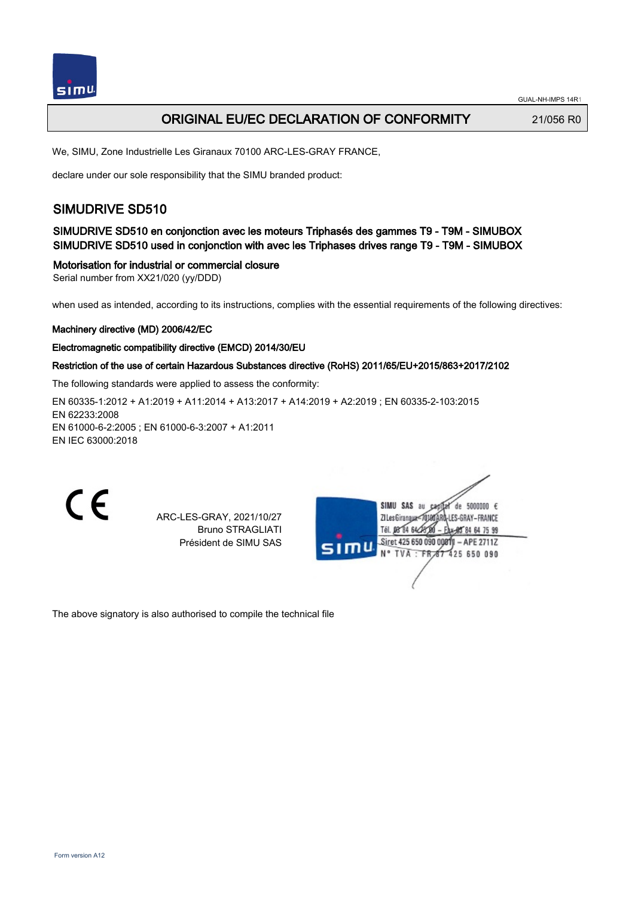# ORIGINAL EU/EC DECLARATION OF CONFORMITY

21/056 R0

We, SIMU, Zone Industrielle Les Giranaux 70100 ARC-LES-GRAY FRANCE,

declare under our sole responsibility that the SIMU branded product:

## SIMUDRIVE SD510

### SIMUDRIVE SD510 en conjonction avec les moteurs Triphasés des gammes T9 - T9M - SIMUBOX
### SIMUDRIVE SD510 used in conjonction with avec les Triphases drives range T9 - T9M - SIMUBOX

### Motorisation for industrial or commercial closure

Serial number from XX21/020 (yy/DDD)

when used as intended, according to its instructions, complies with the essential requirements of the following directives:

**Machinery directive (MD) 2006/42/EC**

**Electromagnetic compatibility directive (EMCD) 2014/30/EU**

**Restriction of the use of certain Hazardous Substances directive (RoHS) 2011/65/EU+2015/863+2017/2102**

The following standards were applied to assess the conformity:

EN 60335-1:2012 + A1:2019 + A11:2014 + A13:2017 + A14:2019 + A2:2019 ; EN 60335-2-103:2015
EN 62233:2008
EN 61000-6-2:2005 ; EN 61000-6-3:2007 + A1:2011
EN IEC 63000:2018

CE

ARC-LES-GRAY, 2021/10/27
Bruno STRAGLIATI
Président de SIMU SAS

SIMU SAS au capital de 5000000 €
ZI Les Giranaux 70100 ARC-LES-GRAY-FRANCE
Tél. 03 84 64 75 00 – Fax 03 84 64 75 99
Siret 425 650 090 00011 – APE 2711Z
N° TVA : FR 87 425 650 090

The above signatory is also authorised to compile the technical file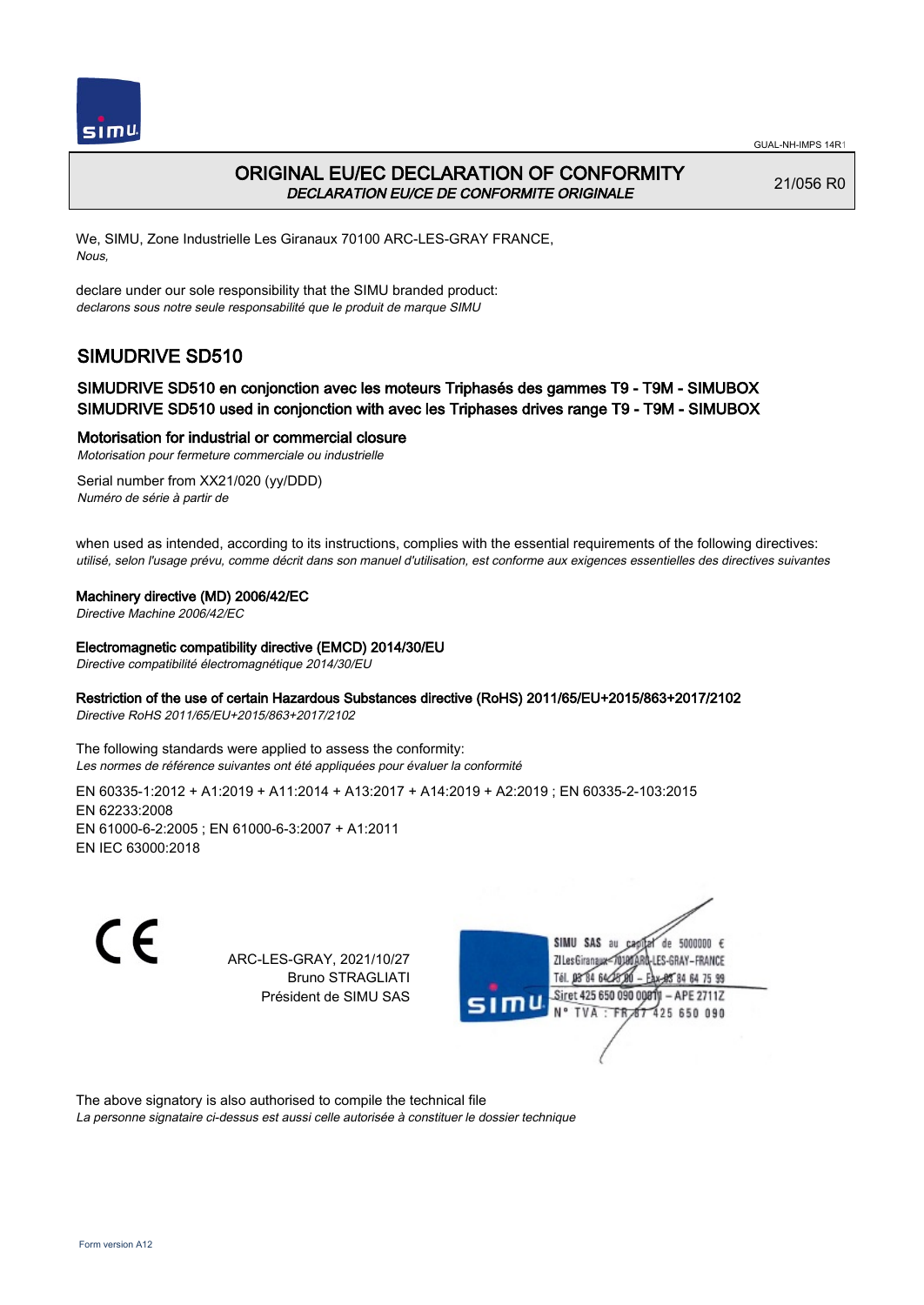# ORIGINAL EU/EC DECLARATION OF CONFORMITY

*DECLARATION EU/CE DE CONFORMITE ORIGINALE*

21/056 R0

We, SIMU, Zone Industrielle Les Giranaux 70100 ARC-LES-GRAY FRANCE,
*Nous,*

declare under our sole responsibility that the SIMU branded product:
*declarons sous notre seule responsabilité que le produit de marque SIMU*

## SIMUDRIVE SD510

### SIMUDRIVE SD510 en conjonction avec les moteurs Triphasés des gammes T9 - T9M - SIMUBOX
### SIMUDRIVE SD510 used in conjonction with avec les Triphases drives range T9 - T9M - SIMUBOX

### Motorisation for industrial or commercial closure

*Motorisation pour fermeture commerciale ou industrielle*

Serial number from XX21/020 (yy/DDD)
*Numéro de série à partir de*

when used as intended, according to its instructions, complies with the essential requirements of the following directives:
*utilisé, selon l'usage prévu, comme décrit dans son manuel d'utilisation, est conforme aux exigences essentielles des directives suivantes*

**Machinery directive (MD) 2006/42/EC**
*Directive Machine 2006/42/EC*

**Electromagnetic compatibility directive (EMCD) 2014/30/EU**
*Directive compatibilité électromagnétique 2014/30/EU*

**Restriction of the use of certain Hazardous Substances directive (RoHS) 2011/65/EU+2015/863+2017/2102**
*Directive RoHS 2011/65/EU+2015/863+2017/2102*

The following standards were applied to assess the conformity:
*Les normes de référence suivantes ont été appliquées pour évaluer la conformité*

EN 60335-1:2012 + A1:2019 + A11:2014 + A13:2017 + A14:2019 + A2:2019 ; EN 60335-2-103:2015
EN 62233:2008
EN 61000-6-2:2005 ; EN 61000-6-3:2007 + A1:2011
EN IEC 63000:2018

CE

ARC-LES-GRAY, 2021/10/27
Bruno STRAGLIATI
Président de SIMU SAS

SIMU SAS au capital de 5000000 €
ZI Les Giranaux 70100 ARC-LES-GRAY-FRANCE
Tél. 03 84 64 75 00 – Fax 03 84 64 75 99
Siret 425 650 090 00011 – APE 2711Z
N° TVA : FR 87 425 650 090

The above signatory is also authorised to compile the technical file
*La personne signataire ci-dessus est aussi celle autorisée à constituer le dossier technique*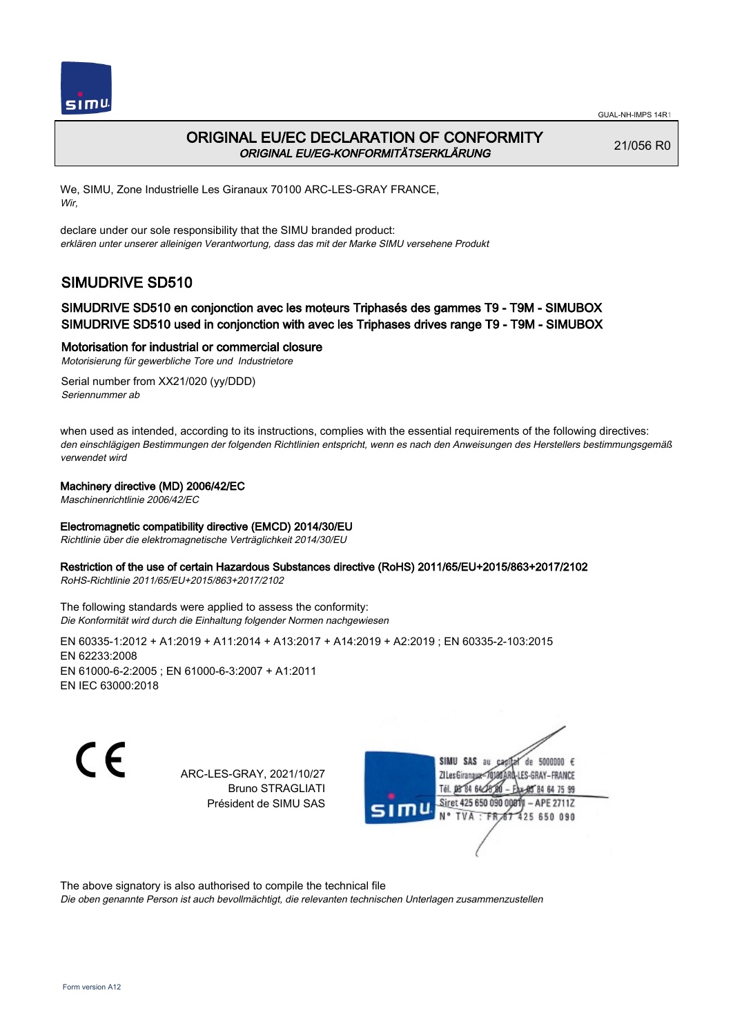# ORIGINAL EU/EC DECLARATION OF CONFORMITY

*ORIGINAL EU/EG-KONFORMITÄTSERKLÄRUNG*

21/056 R0

We, SIMU, Zone Industrielle Les Giranaux 70100 ARC-LES-GRAY FRANCE,
*Wir,*

declare under our sole responsibility that the SIMU branded product:
*erklären unter unserer alleinigen Verantwortung, dass das mit der Marke SIMU versehene Produkt*

## SIMUDRIVE SD510

### SIMUDRIVE SD510 en conjonction avec les moteurs Triphasés des gammes T9 - T9M - SIMUBOX
### SIMUDRIVE SD510 used in conjonction with avec les Triphases drives range T9 - T9M - SIMUBOX

### Motorisation for industrial or commercial closure
*Motorisierung für gewerbliche Tore und Industrietore*

Serial number from XX21/020 (yy/DDD)
*Seriennummer ab*

when used as intended, according to its instructions, complies with the essential requirements of the following directives:
*den einschlägigen Bestimmungen der folgenden Richtlinien entspricht, wenn es nach den Anweisungen des Herstellers bestimmungsgemäß verwendet wird*

**Machinery directive (MD) 2006/42/EC**
*Maschinenrichtlinie 2006/42/EC*

**Electromagnetic compatibility directive (EMCD) 2014/30/EU**
*Richtlinie über die elektromagnetische Verträglichkeit 2014/30/EU*

**Restriction of the use of certain Hazardous Substances directive (RoHS) 2011/65/EU+2015/863+2017/2102**
*RoHS-Richtlinie 2011/65/EU+2015/863+2017/2102*

The following standards were applied to assess the conformity:
*Die Konformität wird durch die Einhaltung folgender Normen nachgewiesen*

EN 60335-1:2012 + A1:2019 + A11:2014 + A13:2017 + A14:2019 + A2:2019 ; EN 60335-2-103:2015
EN 62233:2008
EN 61000-6-2:2005 ; EN 61000-6-3:2007 + A1:2011
EN IEC 63000:2018

CE

ARC-LES-GRAY, 2021/10/27
Bruno STRAGLIATI
Président de SIMU SAS

SIMU SAS au capital de 5000000 €
ZI Les Giranaux 70100 ARC-LES-GRAY-FRANCE
Tél. 03 84 64 75 00 – Fax 03 84 64 75 99
Siret 425 650 090 00011 – APE 2711Z
N° TVA : FR 67 425 650 090

The above signatory is also authorised to compile the technical file
*Die oben genannte Person ist auch bevollmächtigt, die relevanten technischen Unterlagen zusammenzustellen*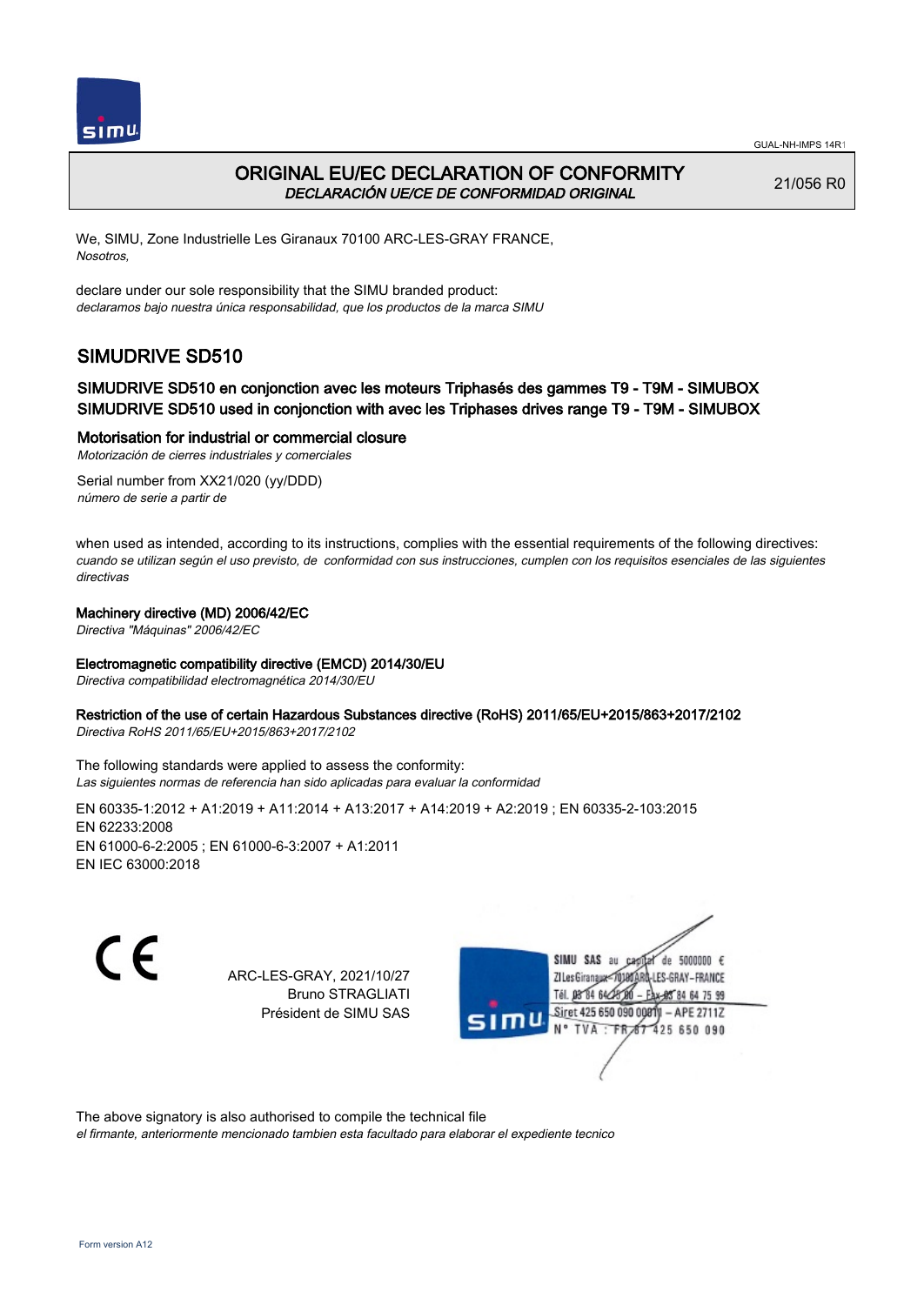GUAL-NH-IMPS 14R1

# ORIGINAL EU/EC DECLARATION OF CONFORMITY

*DECLARACIÓN UE/CE DE CONFORMIDAD ORIGINAL*

21/056 R0

We, SIMU, Zone Industrielle Les Giranaux 70100 ARC-LES-GRAY FRANCE,
*Nosotros,*

declare under our sole responsibility that the SIMU branded product:
*declaramos bajo nuestra única responsabilidad, que los productos de la marca SIMU*

## SIMUDRIVE SD510

### SIMUDRIVE SD510 en conjonction avec les moteurs Triphasés des gammes T9 - T9M - SIMUBOX
### SIMUDRIVE SD510 used in conjonction with avec les Triphases drives range T9 - T9M - SIMUBOX

### Motorisation for industrial or commercial closure
*Motorización de cierres industriales y comerciales*

Serial number from XX21/020 (yy/DDD)
*número de serie a partir de*

when used as intended, according to its instructions, complies with the essential requirements of the following directives:
*cuando se utilizan según el uso previsto, de conformidad con sus instrucciones, cumplen con los requisitos esenciales de las siguientes directivas*

**Machinery directive (MD) 2006/42/EC**
*Directiva "Máquinas" 2006/42/EC*

**Electromagnetic compatibility directive (EMCD) 2014/30/EU**
*Directiva compatibilidad electromagnética 2014/30/EU*

**Restriction of the use of certain Hazardous Substances directive (RoHS) 2011/65/EU+2015/863+2017/2102**
*Directiva RoHS 2011/65/EU+2015/863+2017/2102*

The following standards were applied to assess the conformity:
*Las siguientes normas de referencia han sido aplicadas para evaluar la conformidad*

EN 60335-1:2012 + A1:2019 + A11:2014 + A13:2017 + A14:2019 + A2:2019 ; EN 60335-2-103:2015
EN 62233:2008
EN 61000-6-2:2005 ; EN 61000-6-3:2007 + A1:2011
EN IEC 63000:2018

CE

ARC-LES-GRAY, 2021/10/27
Bruno STRAGLIATI
Président de SIMU SAS

SIMU SAS au capital de 5000000 €
ZI Les Giranaux 70100 ARC-LES-GRAY-FRANCE
Tél. 03 84 64 ... – Fax 03 84 64 75 99
Siret 425 650 090 00011 – APE 2711Z
N° TVA : FR 67 425 650 090

The above signatory is also authorised to compile the technical file
*el firmante, anteriormente mencionado tambien esta facultado para elaborar el expediente tecnico*

Form version A12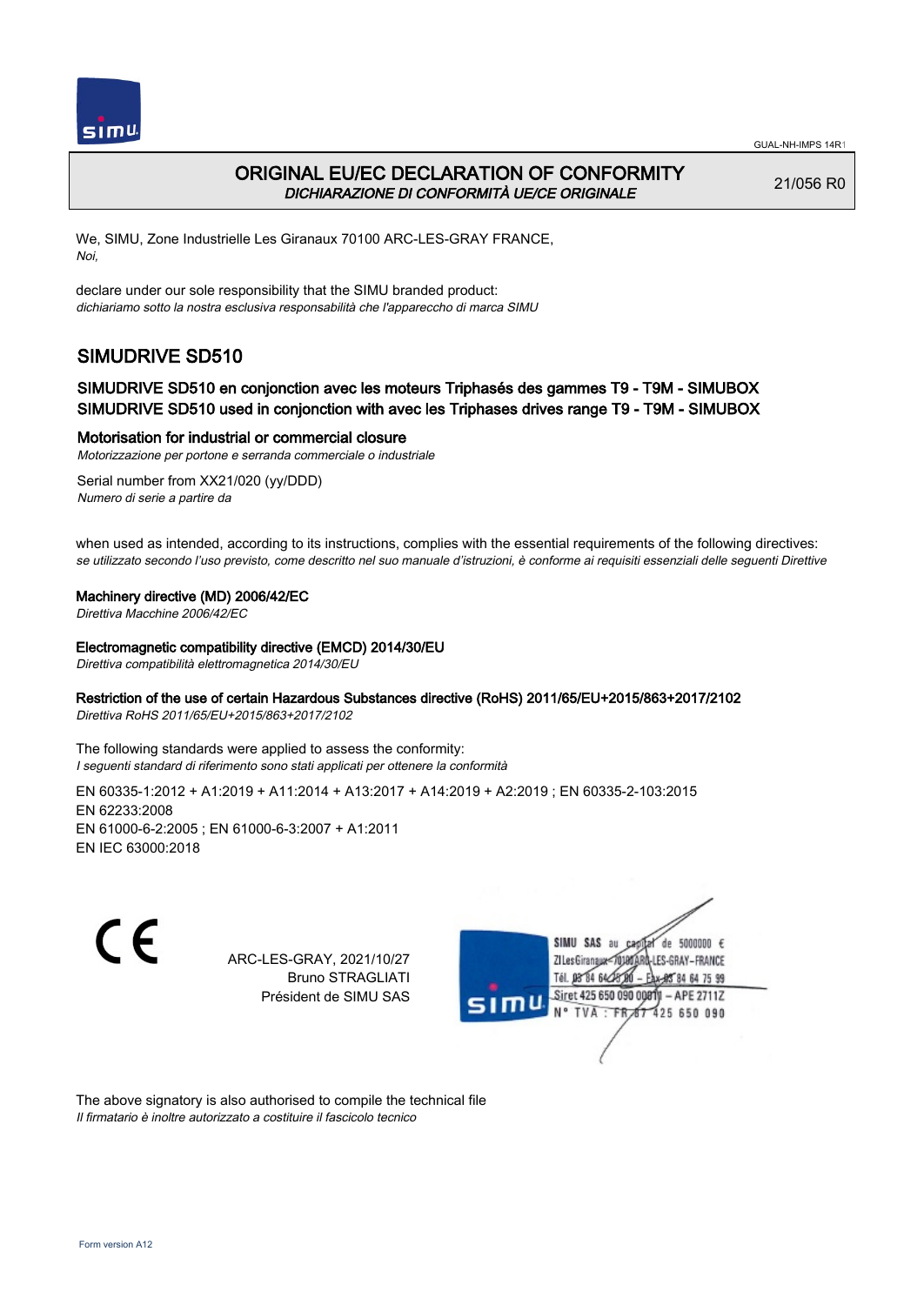GUAL-NH-IMPS 14R1

# ORIGINAL EU/EC DECLARATION OF CONFORMITY
*DICHIARAZIONE DI CONFORMITÀ UE/CE ORIGINALE*

21/056 R0

We, SIMU, Zone Industrielle Les Giranaux 70100 ARC-LES-GRAY FRANCE,
*Noi,*

declare under our sole responsibility that the SIMU branded product:
*dichiariamo sotto la nostra esclusiva responsabilità che l'apparecchio di marca SIMU*

## SIMUDRIVE SD510

### SIMUDRIVE SD510 en conjonction avec les moteurs Triphasés des gammes T9 - T9M - SIMUBOX
### SIMUDRIVE SD510 used in conjonction with avec les Triphases drives range T9 - T9M - SIMUBOX

Motorisation for industrial or commercial closure
*Motorizzazione per portone e serranda commerciale o industriale*

Serial number from XX21/020 (yy/DDD)
*Numero di serie a partire da*

when used as intended, according to its instructions, complies with the essential requirements of the following directives:
*se utilizzato secondo l'uso previsto, come descritto nel suo manuale d'istruzioni, è conforme ai requisiti essenziali delle seguenti Direttive*

**Machinery directive (MD) 2006/42/EC**
*Direttiva Macchine 2006/42/EC*

**Electromagnetic compatibility directive (EMCD) 2014/30/EU**
*Direttiva compatibilità elettromagnetica 2014/30/EU*

**Restriction of the use of certain Hazardous Substances directive (RoHS) 2011/65/EU+2015/863+2017/2102**
*Direttiva RoHS 2011/65/EU+2015/863+2017/2102*

The following standards were applied to assess the conformity:
*I seguenti standard di riferimento sono stati applicati per ottenere la conformità*

EN 60335-1:2012 + A1:2019 + A11:2014 + A13:2017 + A14:2019 + A2:2019 ; EN 60335-2-103:2015
EN 62233:2008
EN 61000-6-2:2005 ; EN 61000-6-3:2007 + A1:2011
EN IEC 63000:2018

ARC-LES-GRAY, 2021/10/27
Bruno STRAGLIATI
Président de SIMU SAS

SIMU SAS au capital de 5000000 €
ZI Les Giranaux 70100 ARC-LES-GRAY-FRANCE
Tél. 03 84 64 75 00 – Fax 03 84 64 75 99
Siret 425 650 090 00811 – APE 2711Z
N° TVA : FR 87 425 650 090

The above signatory is also authorised to compile the technical file
*Il firmatario è inoltre autorizzato a costituire il fascicolo tecnico*

Form version A12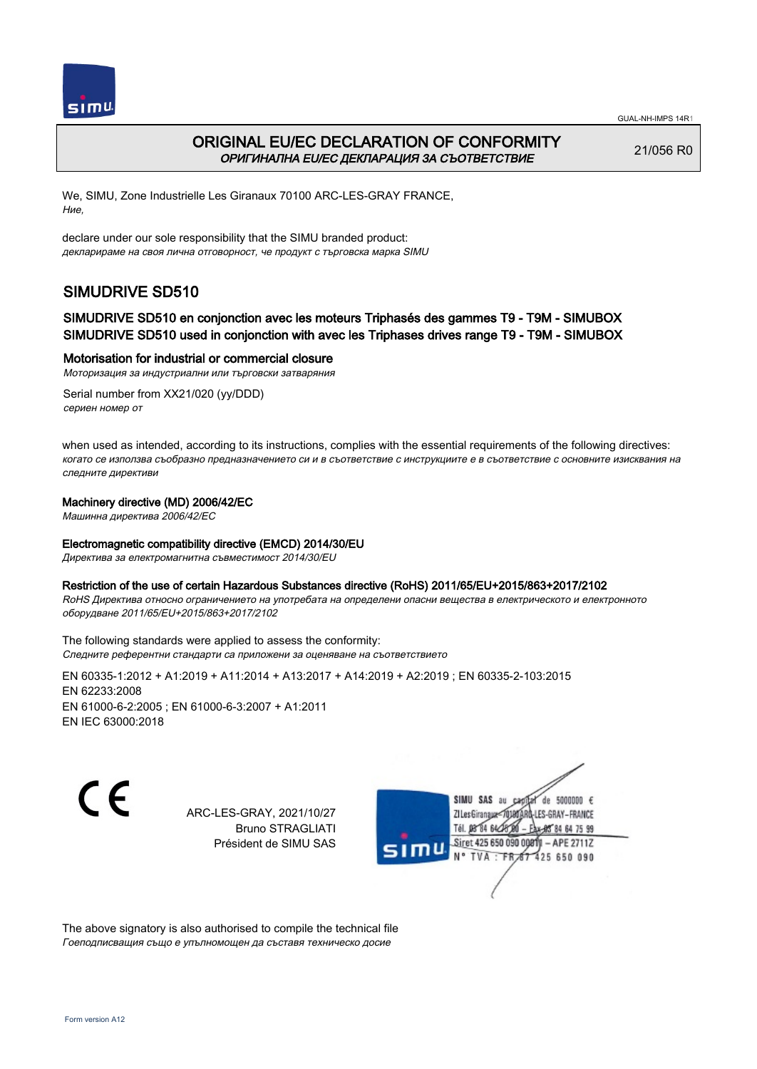GUAL-NH-IMPS 14R1

# ORIGINAL EU/EC DECLARATION OF CONFORMITY
*ОРИГИНАЛНА EU/EC ДЕКЛАРАЦИЯ ЗА СЪОТВЕТСТВИЕ*

21/056 R0

We, SIMU, Zone Industrielle Les Giranaux 70100 ARC-LES-GRAY FRANCE,
*Ние,*

declare under our sole responsibility that the SIMU branded product:
*декларираме на своя лична отговорност, че продукт с търговска марка SIMU*

## SIMUDRIVE SD510

### SIMUDRIVE SD510 en conjonction avec les moteurs Triphasés des gammes T9 - T9M - SIMUBOX
### SIMUDRIVE SD510 used in conjonction with avec les Triphases drives range T9 - T9M - SIMUBOX

### Motorisation for industrial or commercial closure
*Моторизация за индустриални или търговски затваряния*

Serial number from XX21/020 (yy/DDD)
*сериен номер от*

when used as intended, according to its instructions, complies with the essential requirements of the following directives:
*когато се използва съобразно предназначението си и в съответствие с инструкциите е в съответствие с основните изисквания на следните директиви*

**Machinery directive (MD) 2006/42/EC**
*Машинна директива 2006/42/EC*

**Electromagnetic compatibility directive (EMCD) 2014/30/EU**
*Директива за електромагнитна съвместимост 2014/30/EU*

**Restriction of the use of certain Hazardous Substances directive (RoHS) 2011/65/EU+2015/863+2017/2102**
*RoHS Директива относно ограничението на употребата на определени опасни вещества в електрическото и електронното оборудване 2011/65/EU+2015/863+2017/2102*

The following standards were applied to assess the conformity:
*Следните референтни стандарти са приложени за оценяване на съответствието*

EN 60335-1:2012 + A1:2019 + A11:2014 + A13:2017 + A14:2019 + A2:2019 ; EN 60335-2-103:2015
EN 62233:2008
EN 61000-6-2:2005 ; EN 61000-6-3:2007 + A1:2011
EN IEC 63000:2018

CE

ARC-LES-GRAY, 2021/10/27
Bruno STRAGLIATI
Président de SIMU SAS

SIMU SAS au capital de 5000000 €
ZI Les Giranaux 70100 ARC-LES-GRAY-FRANCE
Tél. 03 84 64 75 00 – Fax 03 84 64 75 99
Siret 425 650 090 00011 – APE 2711Z
N° TVA : FR 87 425 650 090

The above signatory is also authorised to compile the technical file
*Гоеподписващия също е упълномощен да съставя техническо досие*

Form version A12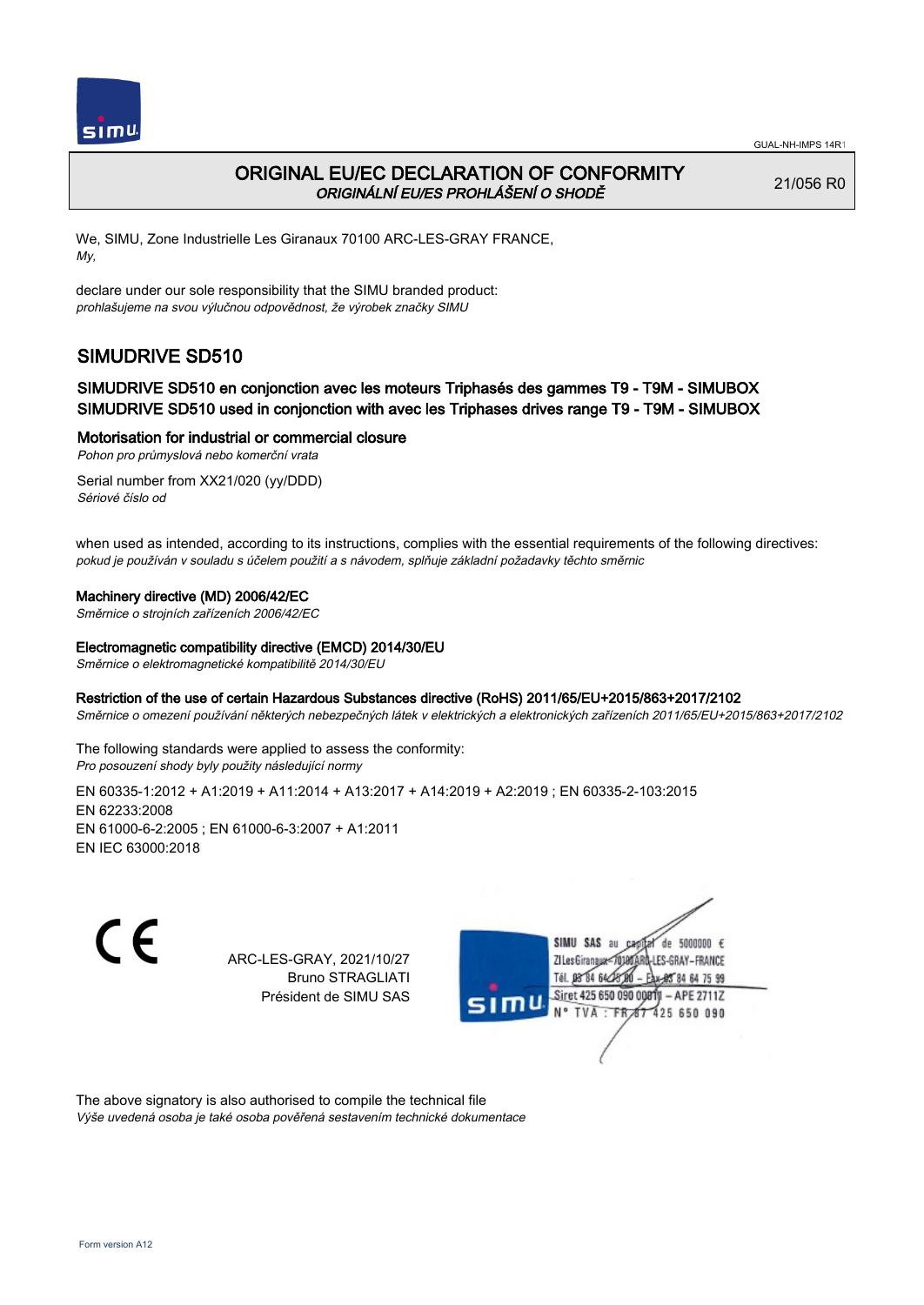# ORIGINAL EU/EC DECLARATION OF CONFORMITY

*ORIGINÁLNÍ EU/ES PROHLÁŠENÍ O SHODĚ*

21/056 R0

We, SIMU, Zone Industrielle Les Giranaux 70100 ARC-LES-GRAY FRANCE,
*My,*

declare under our sole responsibility that the SIMU branded product:
*prohlašujeme na svou výlučnou odpovědnost, že výrobek značky SIMU*

## SIMUDRIVE SD510

### SIMUDRIVE SD510 en conjonction avec les moteurs Triphasés des gammes T9 - T9M - SIMUBOX
### SIMUDRIVE SD510 used in conjonction with avec les Triphases drives range T9 - T9M - SIMUBOX

**Motorisation for industrial or commercial closure**
*Pohon pro průmyslová nebo komerční vrata*

Serial number from XX21/020 (yy/DDD)
*Sériové číslo od*

when used as intended, according to its instructions, complies with the essential requirements of the following directives:
*pokud je používán v souladu s účelem použití a s návodem, splňuje základní požadavky těchto směrnic*

**Machinery directive (MD) 2006/42/EC**
*Směrnice o strojních zařízeních 2006/42/EC*

**Electromagnetic compatibility directive (EMCD) 2014/30/EU**
*Směrnice o elektromagnetické kompatibilitě 2014/30/EU*

**Restriction of the use of certain Hazardous Substances directive (RoHS) 2011/65/EU+2015/863+2017/2102**
*Směrnice o omezení používání některých nebezpečných látek v elektrických a elektronických zařízeních 2011/65/EU+2015/863+2017/2102*

The following standards were applied to assess the conformity:
*Pro posouzení shody byly použity následující normy*

EN 60335-1:2012 + A1:2019 + A11:2014 + A13:2017 + A14:2019 + A2:2019 ; EN 60335-2-103:2015
EN 62233:2008
EN 61000-6-2:2005 ; EN 61000-6-3:2007 + A1:2011
EN IEC 63000:2018

CE

ARC-LES-GRAY, 2021/10/27
Bruno STRAGLIATI
Président de SIMU SAS

SIMU SAS au capital de 5000000 €
ZI Les Giranaux 70100 ARC-LES-GRAY-FRANCE
Tél. 03 84 64 75 00 – Fax 03 84 64 75 99
Siret 425 650 090 00011 – APE 2711Z
N° TVA : FR 87 425 650 090

The above signatory is also authorised to compile the technical file
*Výše uvedená osoba je také osoba pověřená sestavením technické dokumentace*

Form version A12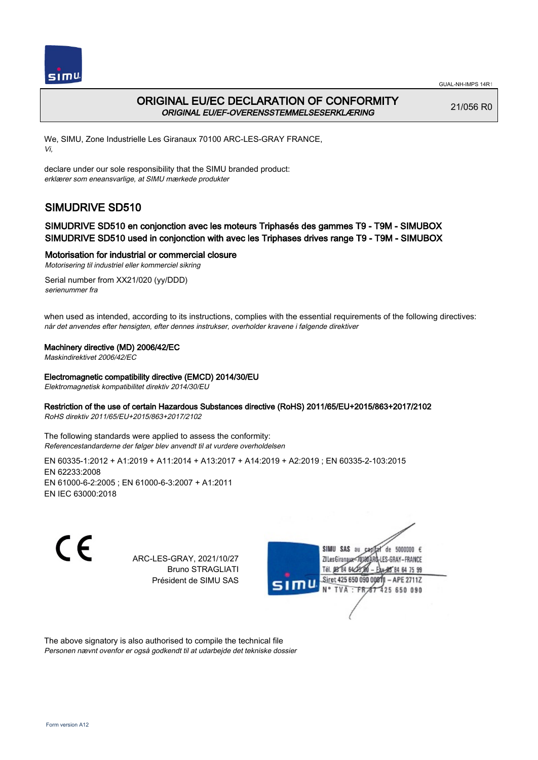# ORIGINAL EU/EC DECLARATION OF CONFORMITY

*ORIGINAL EU/EF-OVERENSSTEMMELSESERKLÆRING*

21/056 R0

We, SIMU, Zone Industrielle Les Giranaux 70100 ARC-LES-GRAY FRANCE,
*Vi,*

declare under our sole responsibility that the SIMU branded product:
*erklærer som eneansvarlige, at SIMU mærkede produkter*

## SIMUDRIVE SD510

### SIMUDRIVE SD510 en conjonction avec les moteurs Triphasés des gammes T9 - T9M - SIMUBOX
### SIMUDRIVE SD510 used in conjonction with avec les Triphases drives range T9 - T9M - SIMUBOX

**Motorisation for industrial or commercial closure**
*Motorisering til industriel eller kommerciel sikring*

Serial number from XX21/020 (yy/DDD)
*serienummer fra*

when used as intended, according to its instructions, complies with the essential requirements of the following directives:
*når det anvendes efter hensigten, efter dennes instrukser, overholder kravene i følgende direktiver*

**Machinery directive (MD) 2006/42/EC**
*Maskindirektivet 2006/42/EC*

**Electromagnetic compatibility directive (EMCD) 2014/30/EU**
*Elektromagnetisk kompatibilitet direktiv 2014/30/EU*

**Restriction of the use of certain Hazardous Substances directive (RoHS) 2011/65/EU+2015/863+2017/2102**
*RoHS direktiv 2011/65/EU+2015/863+2017/2102*

The following standards were applied to assess the conformity:
*Referencestandarderne der følger blev anvendt til at vurdere overholdelsen*

EN 60335-1:2012 + A1:2019 + A11:2014 + A13:2017 + A14:2019 + A2:2019 ; EN 60335-2-103:2015
EN 62233:2008
EN 61000-6-2:2005 ; EN 61000-6-3:2007 + A1:2011
EN IEC 63000:2018

CE

ARC-LES-GRAY, 2021/10/27
Bruno STRAGLIATI
Président de SIMU SAS

SIMU SAS au capital de 5000000 €
ZI Les Giranaux 70100 ARC-LES-GRAY-FRANCE
Tél. 03 84 64 75 00 – Fax 03 84 64 75 99
Siret 425 650 090 00011 – APE 2711Z
N° TVA : FR 67 425 650 090

The above signatory is also authorised to compile the technical file
*Personen nævnt ovenfor er også godkendt til at udarbejde det tekniske dossier*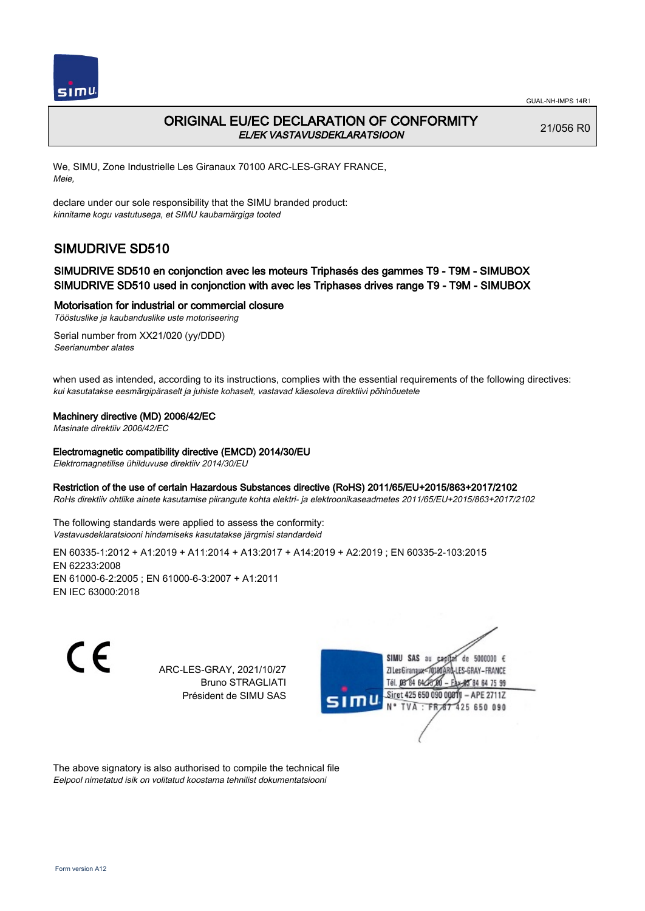GUAL-NH-IMPS 14R1

# ORIGINAL EU/EC DECLARATION OF CONFORMITY
*EL/EK VASTAVUSDEKLARATSIOON*

21/056 R0

We, SIMU, Zone Industrielle Les Giranaux 70100 ARC-LES-GRAY FRANCE,
*Meie,*

declare under our sole responsibility that the SIMU branded product:
*kinnitame kogu vastutusega, et SIMU kaubamärgiga tooted*

## SIMUDRIVE SD510

### SIMUDRIVE SD510 en conjonction avec les moteurs Triphasés des gammes T9 - T9M - SIMUBOX
### SIMUDRIVE SD510 used in conjonction with avec les Triphases drives range T9 - T9M - SIMUBOX

**Motorisation for industrial or commercial closure**
*Tööstuslike ja kaubanduslike uste motoriseering*

Serial number from XX21/020 (yy/DDD)
*Seerianumber alates*

when used as intended, according to its instructions, complies with the essential requirements of the following directives:
*kui kasutatakse eesmärgipäraselt ja juhiste kohaselt, vastavad käesoleva direktiivi põhinõuetele*

**Machinery directive (MD) 2006/42/EC**
*Masinate direktiiv 2006/42/EC*

**Electromagnetic compatibility directive (EMCD) 2014/30/EU**
*Elektromagnetilise ühilduvuse direktiiv 2014/30/EU*

**Restriction of the use of certain Hazardous Substances directive (RoHS) 2011/65/EU+2015/863+2017/2102**
*RoHs direktiiv ohtlike ainete kasutamise piirangute kohta elektri- ja elektroonikaseadmetes 2011/65/EU+2015/863+2017/2102*

The following standards were applied to assess the conformity:
*Vastavusdeklaratsiooni hindamiseks kasutatakse järgmisi standardeid*

EN 60335-1:2012 + A1:2019 + A11:2014 + A13:2017 + A14:2019 + A2:2019 ; EN 60335-2-103:2015
EN 62233:2008
EN 61000-6-2:2005 ; EN 61000-6-3:2007 + A1:2011
EN IEC 63000:2018

CE

ARC-LES-GRAY, 2021/10/27
Bruno STRAGLIATI
Président de SIMU SAS

SIMU SAS au capital de 5000000 €
ZI Les Giranaux 70100 ARC-LES-GRAY-FRANCE
Tél. 03 84 64 75 00 – Fax 03 84 64 75 99
Siret 425 650 090 00811 – APE 2711Z
N° TVA : FR 87 425 650 090

The above signatory is also authorised to compile the technical file
*Eelpool nimetatud isik on volitatud koostama tehnilist dokumentatsiooni*

Form version A12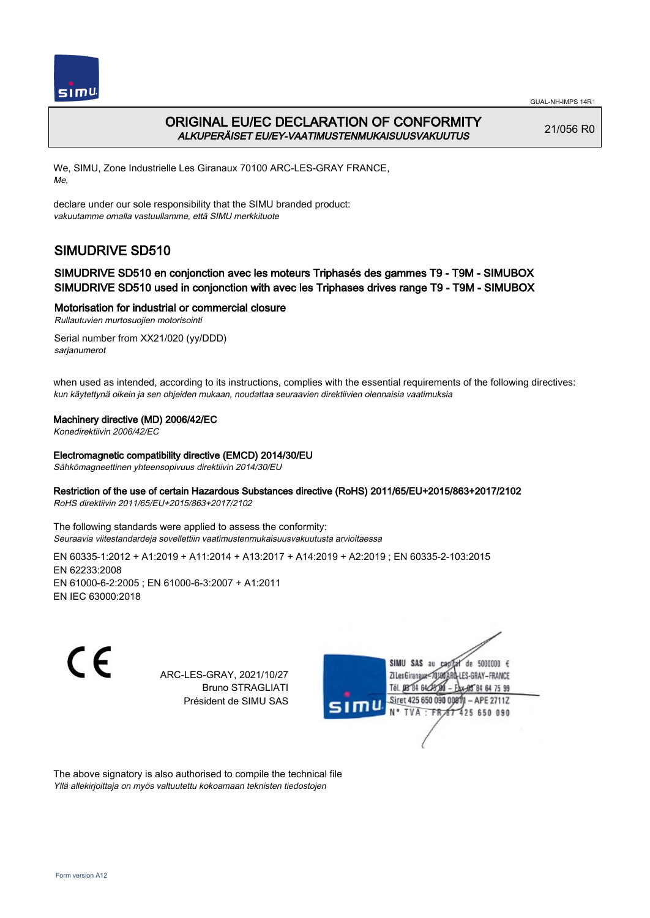GUAL-NH-IMPS 14R1

# ORIGINAL EU/EC DECLARATION OF CONFORMITY
*ALKUPERÄISET EU/EY-VAATIMUSTENMUKAISUUSVAKUUTUS*

21/056 R0

We, SIMU, Zone Industrielle Les Giranaux 70100 ARC-LES-GRAY FRANCE,
*Me,*

declare under our sole responsibility that the SIMU branded product:
*vakuutamme omalla vastuullamme, että SIMU merkkituote*

## SIMUDRIVE SD510

### SIMUDRIVE SD510 en conjonction avec les moteurs Triphasés des gammes T9 - T9M - SIMUBOX
### SIMUDRIVE SD510 used in conjonction with avec les Triphases drives range T9 - T9M - SIMUBOX

**Motorisation for industrial or commercial closure**
*Rullautuvien murtosuojien motorisointi*

Serial number from XX21/020 (yy/DDD)
*sarjanumerot*

when used as intended, according to its instructions, complies with the essential requirements of the following directives:
*kun käytettynä oikein ja sen ohjeiden mukaan, noudattaa seuraavien direktiivien olennaisia vaatimuksia*

**Machinery directive (MD) 2006/42/EC**
*Konedirektiivin 2006/42/EC*

**Electromagnetic compatibility directive (EMCD) 2014/30/EU**
*Sähkömagneettinen yhteensopivuus direktiivin 2014/30/EU*

**Restriction of the use of certain Hazardous Substances directive (RoHS) 2011/65/EU+2015/863+2017/2102**
*RoHS direktiivin 2011/65/EU+2015/863+2017/2102*

The following standards were applied to assess the conformity:
*Seuraavia viitestandardeja sovellettiin vaatimustenmukaisuusvakuutusta arvioitaessa*

EN 60335-1:2012 + A1:2019 + A11:2014 + A13:2017 + A14:2019 + A2:2019 ; EN 60335-2-103:2015
EN 62233:2008
EN 61000-6-2:2005 ; EN 61000-6-3:2007 + A1:2011
EN IEC 63000:2018

CE

ARC-LES-GRAY, 2021/10/27
Bruno STRAGLIATI
Président de SIMU SAS

SIMU SAS au capital de 5000000 €
ZI Les Giranaux 70100 ARC-LES-GRAY-FRANCE
Tél. 03 84 64 75 00 – Fax 03 84 64 75 99
Siret 425 650 090 00811 – APE 2711Z
N° TVA : FR 87 425 650 090

The above signatory is also authorised to compile the technical file
*Yllä allekirjoittaja on myös valtuutettu kokoamaan teknisten tiedostojen*

Form version A12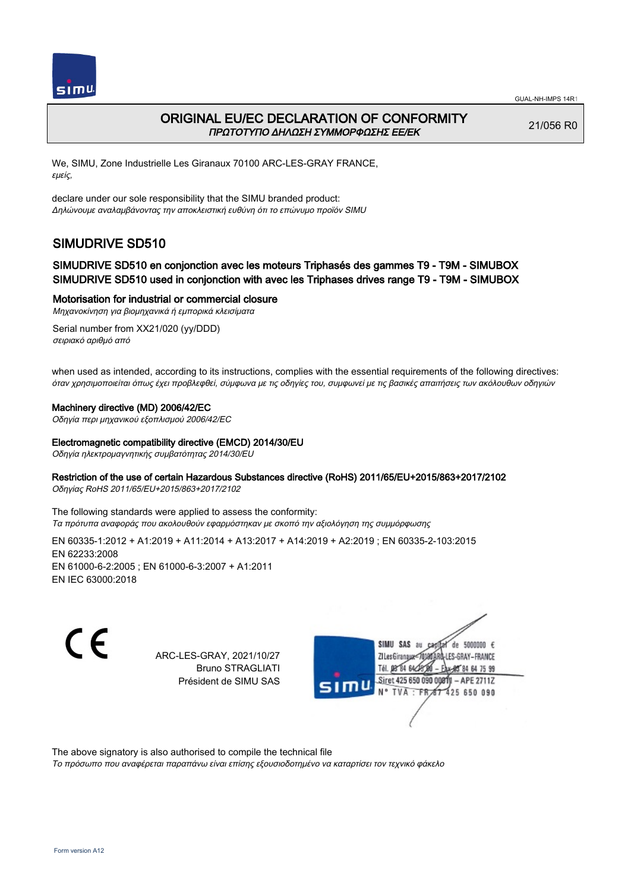GUAL-NH-IMPS 14R1

# ORIGINAL EU/EC DECLARATION OF CONFORMITY
*ΠΡΩΤΟΤΥΠΟ ΔΗΛΩΣΗ ΣΥΜΜΟΡΦΩΣΗΣ ΕΕ/ΕΚ*

21/056 R0

We, SIMU, Zone Industrielle Les Giranaux 70100 ARC-LES-GRAY FRANCE,
*εμείς,*

declare under our sole responsibility that the SIMU branded product:
*Δηλώνουμε αναλαμβάνοντας την αποκλειστική ευθύνη ότι το επώνυμο προϊόν SIMU*

## SIMUDRIVE SD510

### SIMUDRIVE SD510 en conjonction avec les moteurs Triphasés des gammes T9 - T9M - SIMUBOX
### SIMUDRIVE SD510 used in conjonction with avec les Triphases drives range T9 - T9M - SIMUBOX

#### Motorisation for industrial or commercial closure
*Μηχανοκίνηση για βιομηχανικά ή εμπορικά κλεισίματα*

Serial number from XX21/020 (yy/DDD)
*σειριακό αριθμό από*

when used as intended, according to its instructions, complies with the essential requirements of the following directives:
*όταν χρησιμοποιείται όπως έχει προβλεφθεί, σύμφωνα με τις οδηγίες του, συμφωνεί με τις βασικές απαιτήσεις των ακόλουθων οδηγιών*

**Machinery directive (MD) 2006/42/EC**
*Οδηγία περι μηχανικού εξοπλισμού 2006/42/EC*

**Electromagnetic compatibility directive (EMCD) 2014/30/EU**
*Οδηγία ηλεκτρομαγνητικής συμβατότητας 2014/30/EU*

**Restriction of the use of certain Hazardous Substances directive (RoHS) 2011/65/EU+2015/863+2017/2102**
*Οδηγίας RoHS 2011/65/EU+2015/863+2017/2102*

The following standards were applied to assess the conformity:
*Τα πρότυπα αναφοράς που ακολουθούν εφαρμόστηκαν με σκοπό την αξιολόγηση της συμμόρφωσης*

EN 60335-1:2012 + A1:2019 + A11:2014 + A13:2017 + A14:2019 + A2:2019 ; EN 60335-2-103:2015
EN 62233:2008
EN 61000-6-2:2005 ; EN 61000-6-3:2007 + A1:2011
EN IEC 63000:2018

CE

ARC-LES-GRAY, 2021/10/27
Bruno STRAGLIATI
Président de SIMU SAS

SIMU SAS au capital de 5000000 €
ZI Les Giranaux 70100 ARC-LES-GRAY-FRANCE
Tél. 03 84 64 75 00 – Fax 03 84 64 75 99
Siret 425 650 090 00811 – APE 2711Z
N° TVA : FR 67 425 650 090

The above signatory is also authorised to compile the technical file
*Το πρόσωπο που αναφέρεται παραπάνω είναι επίσης εξουσιοδοτημένο να καταρτίσει τον τεχνικό φάκελο*

Form version A12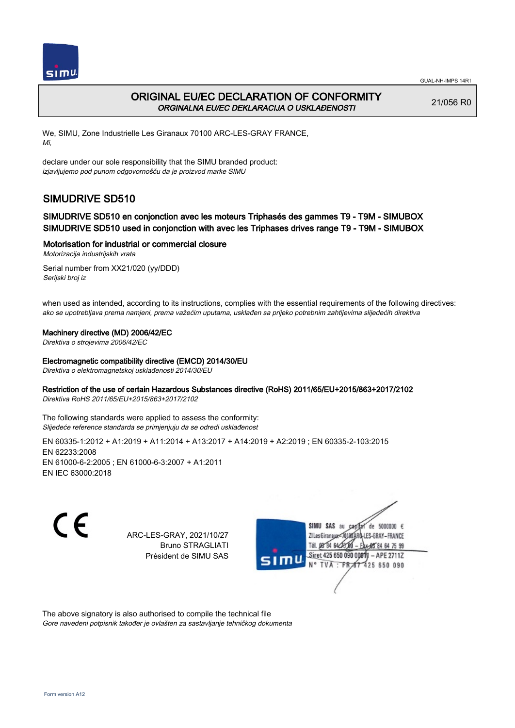GUAL-NH-IMPS 14R1

# ORIGINAL EU/EC DECLARATION OF CONFORMITY

*ORGINALNA EU/EC DEKLARACIJA O USKLAĐENOSTI*

21/056 R0

We, SIMU, Zone Industrielle Les Giranaux 70100 ARC-LES-GRAY FRANCE,
*Mi,*

declare under our sole responsibility that the SIMU branded product:
*izjavljujemo pod punom odgovornošću da je proizvod marke SIMU*

## SIMUDRIVE SD510

### SIMUDRIVE SD510 en conjonction avec les moteurs Triphasés des gammes T9 - T9M - SIMUBOX
### SIMUDRIVE SD510 used in conjonction with avec les Triphases drives range T9 - T9M - SIMUBOX

**Motorisation for industrial or commercial closure**
*Motorizacija industrijskih vrata*

Serial number from XX21/020 (yy/DDD)
*Serijski broj iz*

when used as intended, according to its instructions, complies with the essential requirements of the following directives:
*ako se upotrebljava prema namjeni, prema važećim uputama, usklađen sa prijeko potrebnim zahtijevima slijedećih direktiva*

**Machinery directive (MD) 2006/42/EC**
*Direktiva o strojevima 2006/42/EC*

**Electromagnetic compatibility directive (EMCD) 2014/30/EU**
*Direktiva o elektromagnetskoj usklađenosti 2014/30/EU*

**Restriction of the use of certain Hazardous Substances directive (RoHS) 2011/65/EU+2015/863+2017/2102**
*Direktiva RoHS 2011/65/EU+2015/863+2017/2102*

The following standards were applied to assess the conformity:
*Slijedeće reference standarda se primjenjuju da se odredi usklađenost*

EN 60335-1:2012 + A1:2019 + A11:2014 + A13:2017 + A14:2019 + A2:2019 ; EN 60335-2-103:2015
EN 62233:2008
EN 61000-6-2:2005 ; EN 61000-6-3:2007 + A1:2011
EN IEC 63000:2018

CE

ARC-LES-GRAY, 2021/10/27
Bruno STRAGLIATI
Président de SIMU SAS

SIMU SAS au capital de 5000000 €
ZI Les Giranaux 70100 ARC-LES-GRAY-FRANCE
Tél. 03 84 64 75 00 – Fax 03 84 64 75 99
Siret 425 650 090 00811 – APE 2711Z
N° TVA : FR 87 425 650 090

The above signatory is also authorised to compile the technical file
*Gore navedeni potpisnik također je ovlašten za sastavljanje tehničkog dokumenta*

Form version A12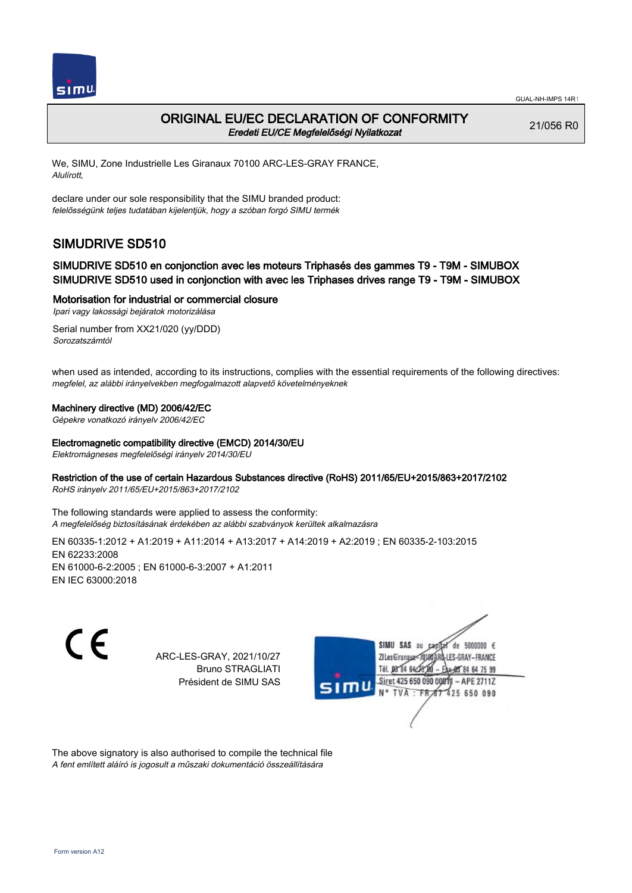GUAL-NH-IMPS 14R1

# ORIGINAL EU/EC DECLARATION OF CONFORMITY

*Eredeti EU/CE Megfelelőségi Nyilatkozat*

21/056 R0

We, SIMU, Zone Industrielle Les Giranaux 70100 ARC-LES-GRAY FRANCE,
*Alulírott,*

declare under our sole responsibility that the SIMU branded product:
*felelősségünk teljes tudatában kijelentjük, hogy a szóban forgó SIMU termék*

## SIMUDRIVE SD510

### SIMUDRIVE SD510 en conjonction avec les moteurs Triphasés des gammes T9 - T9M - SIMUBOX
### SIMUDRIVE SD510 used in conjonction with avec les Triphases drives range T9 - T9M - SIMUBOX

### Motorisation for industrial or commercial closure

*Ipari vagy lakossági bejáratok motorizálása*

Serial number from XX21/020 (yy/DDD)
*Sorozatszámtól*

when used as intended, according to its instructions, complies with the essential requirements of the following directives:
*megfelel, az alábbi irányelvekben megfogalmazott alapvető követelményeknek*

**Machinery directive (MD) 2006/42/EC**
*Gépekre vonatkozó irányelv 2006/42/EC*

**Electromagnetic compatibility directive (EMCD) 2014/30/EU**
*Elektromágneses megfelelőségi irányelv 2014/30/EU*

**Restriction of the use of certain Hazardous Substances directive (RoHS) 2011/65/EU+2015/863+2017/2102**
*RoHS irányelv 2011/65/EU+2015/863+2017/2102*

The following standards were applied to assess the conformity:
*A megfelelőség biztosításának érdekében az alábbi szabványok kerültek alkalmazásra*

EN 60335-1:2012 + A1:2019 + A11:2014 + A13:2017 + A14:2019 + A2:2019 ; EN 60335-2-103:2015
EN 62233:2008
EN 61000-6-2:2005 ; EN 61000-6-3:2007 + A1:2011
EN IEC 63000:2018

CE

ARC-LES-GRAY, 2021/10/27
Bruno STRAGLIATI
Président de SIMU SAS

SIMU SAS au capital de 5000000 €
ZI Les Giranaux 70100 ARC-LES-GRAY-FRANCE
Tél. 03 84 64 75 00 – Fax 03 84 64 75 99
Siret 425 650 090 00811 – APE 2711Z
N° TVA : FR 87 425 650 090

The above signatory is also authorised to compile the technical file
*A fent említett aláíró is jogosult a műszaki dokumentáció összeállítására*

Form version A12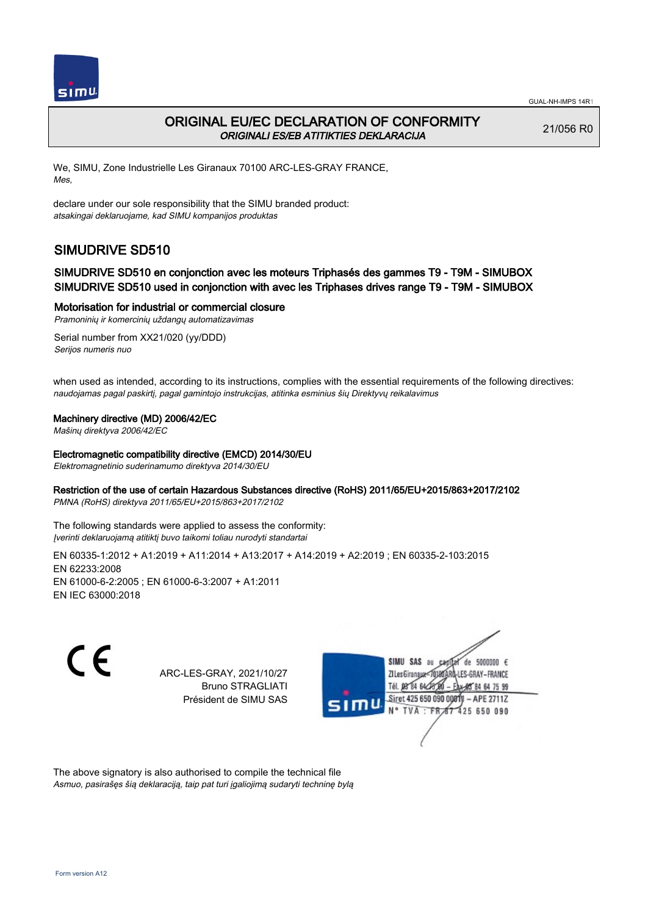# ORIGINAL EU/EC DECLARATION OF CONFORMITY

*ORIGINALI ES/EB ATITIKTIES DEKLARACIJA*

21/056 R0

We, SIMU, Zone Industrielle Les Giranaux 70100 ARC-LES-GRAY FRANCE,
*Mes,*

declare under our sole responsibility that the SIMU branded product:
*atsakingai deklaruojame, kad SIMU kompanijos produktas*

## SIMUDRIVE SD510

### SIMUDRIVE SD510 en conjonction avec les moteurs Triphasés des gammes T9 - T9M - SIMUBOX
### SIMUDRIVE SD510 used in conjonction with avec les Triphases drives range T9 - T9M - SIMUBOX

**Motorisation for industrial or commercial closure**
*Pramoninių ir komercinių uždangų automatizavimas*

Serial number from XX21/020 (yy/DDD)
*Serijos numeris nuo*

when used as intended, according to its instructions, complies with the essential requirements of the following directives:
*naudojamas pagal paskirtį, pagal gamintojo instrukcijas, atitinka esminius šių Direktyvų reikalavimus*

**Machinery directive (MD) 2006/42/EC**
*Mašinų direktyva 2006/42/EC*

**Electromagnetic compatibility directive (EMCD) 2014/30/EU**
*Elektromagnetinio suderinamumo direktyva 2014/30/EU*

**Restriction of the use of certain Hazardous Substances directive (RoHS) 2011/65/EU+2015/863+2017/2102**
*PMNA (RoHS) direktyva 2011/65/EU+2015/863+2017/2102*

The following standards were applied to assess the conformity:
*Įverinti deklaruojamą atitiktį buvo taikomi toliau nurodyti standartai*

EN 60335-1:2012 + A1:2019 + A11:2014 + A13:2017 + A14:2019 + A2:2019 ; EN 60335-2-103:2015
EN 62233:2008
EN 61000-6-2:2005 ; EN 61000-6-3:2007 + A1:2011
EN IEC 63000:2018

CE

ARC-LES-GRAY, 2021/10/27
Bruno STRAGLIATI
Président de SIMU SAS

SIMU SAS au capital de 5000000 €
ZI Les Giranaux 70100 ARC-LES-GRAY-FRANCE
Tél. 03 84 64 75 00 – Fax 03 84 64 75 99
Siret 425 650 090 00811 – APE 2711Z
N° TVA : FR 87 425 650 090

The above signatory is also authorised to compile the technical file
*Asmuo, pasirašęs šią deklaraciją, taip pat turi įgaliojimą sudaryti techninę bylą*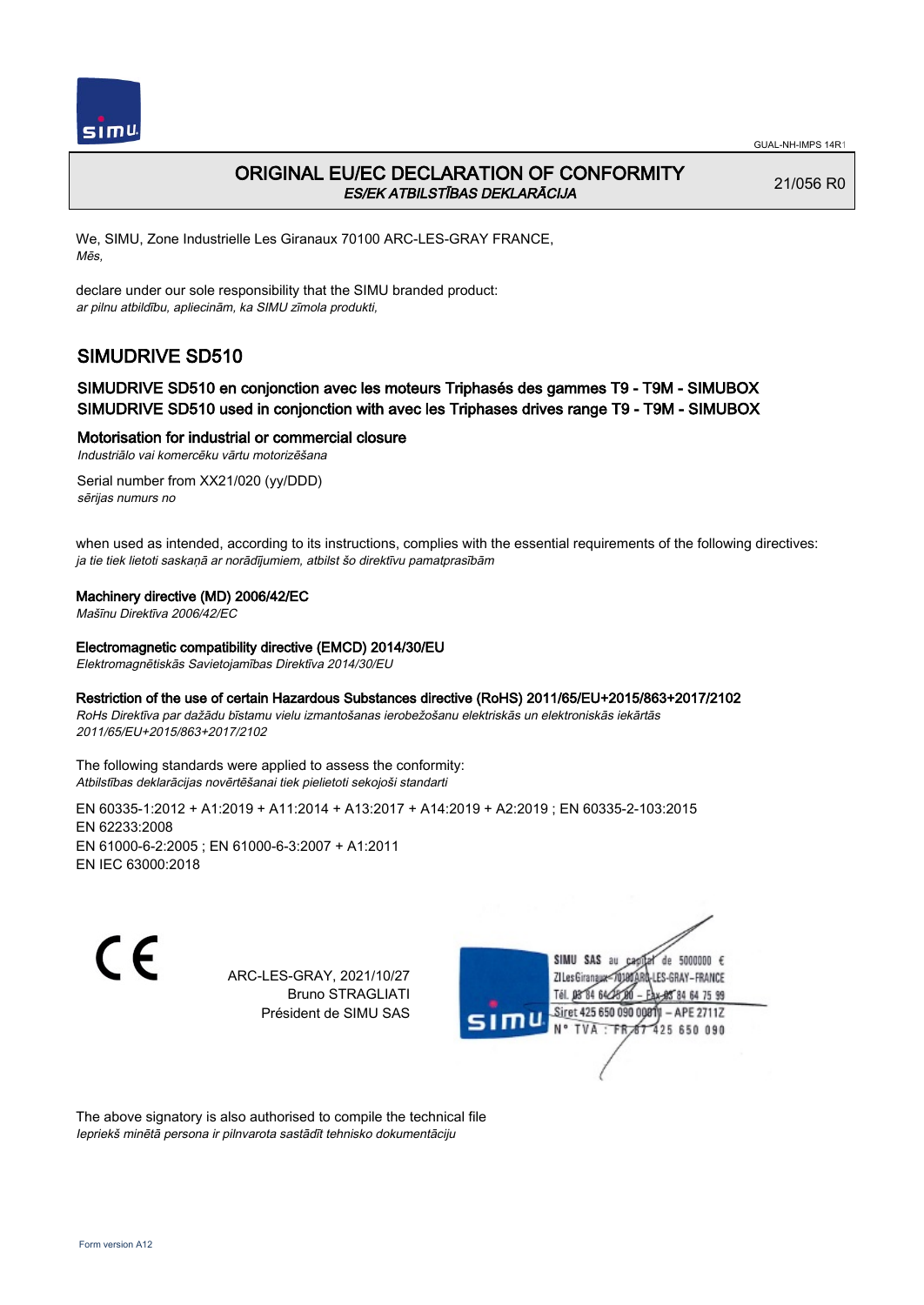GUAL-NH-IMPS 14R1

# ORIGINAL EU/EC DECLARATION OF CONFORMITY

*ES/EK ATBILSTĪBAS DEKLARĀCIJA*

21/056 R0

We, SIMU, Zone Industrielle Les Giranaux 70100 ARC-LES-GRAY FRANCE,
*Mēs,*

declare under our sole responsibility that the SIMU branded product:
*ar pilnu atbildību, apliecinām, ka SIMU zīmola produkti,*

## SIMUDRIVE SD510

### SIMUDRIVE SD510 en conjonction avec les moteurs Triphasés des gammes T9 - T9M - SIMUBOX
### SIMUDRIVE SD510 used in conjonction with avec les Triphases drives range T9 - T9M - SIMUBOX

### Motorisation for industrial or commercial closure

*Industriālo vai komercēku vārtu motorizēšana*

Serial number from XX21/020 (yy/DDD)
*sērijas numurs no*

when used as intended, according to its instructions, complies with the essential requirements of the following directives:
*ja tie tiek lietoti saskaņā ar norādījumiem, atbilst šo direktīvu pamatprasībām*

**Machinery directive (MD) 2006/42/EC**
*Mašīnu Direktīva 2006/42/EC*

**Electromagnetic compatibility directive (EMCD) 2014/30/EU**
*Elektromagnētiskās Savietojamības Direktīva 2014/30/EU*

**Restriction of the use of certain Hazardous Substances directive (RoHS) 2011/65/EU+2015/863+2017/2102**
*RoHs Direktīva par dažādu bīstamu vielu izmantošanas ierobežošanu elektriskās un elektroniskās iekārtās 2011/65/EU+2015/863+2017/2102*

The following standards were applied to assess the conformity:
*Atbilstības deklarācijas novērtēšanai tiek pielietoti sekojoši standarti*

EN 60335-1:2012 + A1:2019 + A11:2014 + A13:2017 + A14:2019 + A2:2019 ; EN 60335-2-103:2015
EN 62233:2008
EN 61000-6-2:2005 ; EN 61000-6-3:2007 + A1:2011
EN IEC 63000:2018

ARC-LES-GRAY, 2021/10/27
Bruno STRAGLIATI
Président de SIMU SAS

SIMU SAS au capital de 5000000 €
ZI Les Giranaux 70100 ARC-LES-GRAY-FRANCE
Tél. 03 84 64 75 00 – Fax 03 84 64 75 99
Siret 425 650 090 00011 – APE 2711Z
N° TVA : FR 87 425 650 090

The above signatory is also authorised to compile the technical file
*Iepriekš minētā persona ir pilnvarota sastādīt tehnisko dokumentāciju*

Form version A12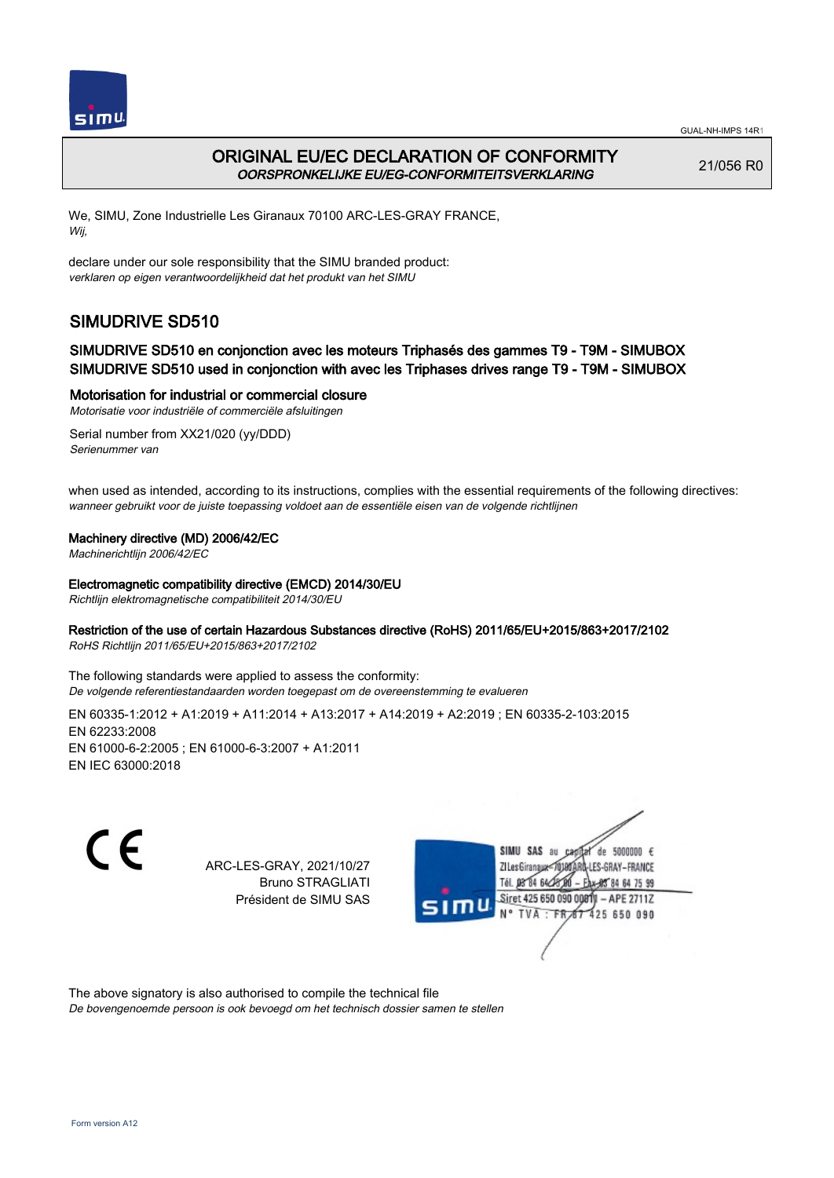GUAL-NH-IMPS 14R1

# ORIGINAL EU/EC DECLARATION OF CONFORMITY
*OORSPRONKELIJKE EU/EG-CONFORMITEITSVERKLARING*

21/056 R0

We, SIMU, Zone Industrielle Les Giranaux 70100 ARC-LES-GRAY FRANCE,
*Wij,*

declare under our sole responsibility that the SIMU branded product:
*verklaren op eigen verantwoordelijkheid dat het produkt van het SIMU*

## SIMUDRIVE SD510

### SIMUDRIVE SD510 en conjonction avec les moteurs Triphasés des gammes T9 - T9M - SIMUBOX
### SIMUDRIVE SD510 used in conjonction with avec les Triphases drives range T9 - T9M - SIMUBOX

### Motorisation for industrial or commercial closure
*Motorisatie voor industriële of commerciële afsluitingen*

Serial number from XX21/020 (yy/DDD)
*Serienummer van*

when used as intended, according to its instructions, complies with the essential requirements of the following directives:
*wanneer gebruikt voor de juiste toepassing voldoet aan de essentiële eisen van de volgende richtlijnen*

**Machinery directive (MD) 2006/42/EC**
*Machinerichtlijn 2006/42/EC*

**Electromagnetic compatibility directive (EMCD) 2014/30/EU**
*Richtlijn elektromagnetische compatibiliteit 2014/30/EU*

**Restriction of the use of certain Hazardous Substances directive (RoHS) 2011/65/EU+2015/863+2017/2102**
*RoHS Richtlijn 2011/65/EU+2015/863+2017/2102*

The following standards were applied to assess the conformity:
*De volgende referentiestandaarden worden toegepast om de overeenstemming te evalueren*

EN 60335-1:2012 + A1:2019 + A11:2014 + A13:2017 + A14:2019 + A2:2019 ; EN 60335-2-103:2015
EN 62233:2008
EN 61000-6-2:2005 ; EN 61000-6-3:2007 + A1:2011
EN IEC 63000:2018

CE

ARC-LES-GRAY, 2021/10/27
Bruno STRAGLIATI
Président de SIMU SAS

SIMU SAS au capital de 5000000 €
ZI Les Giranaux 70100 ARC-LES-GRAY-FRANCE
Tél. 03 84 64 75 00 – Fax 03 84 64 75 99
Siret 425 650 090 00811 – APE 2711Z
N° TVA : FR 87 425 650 090

The above signatory is also authorised to compile the technical file
*De bovengenoemde persoon is ook bevoegd om het technisch dossier samen te stellen*

Form version A12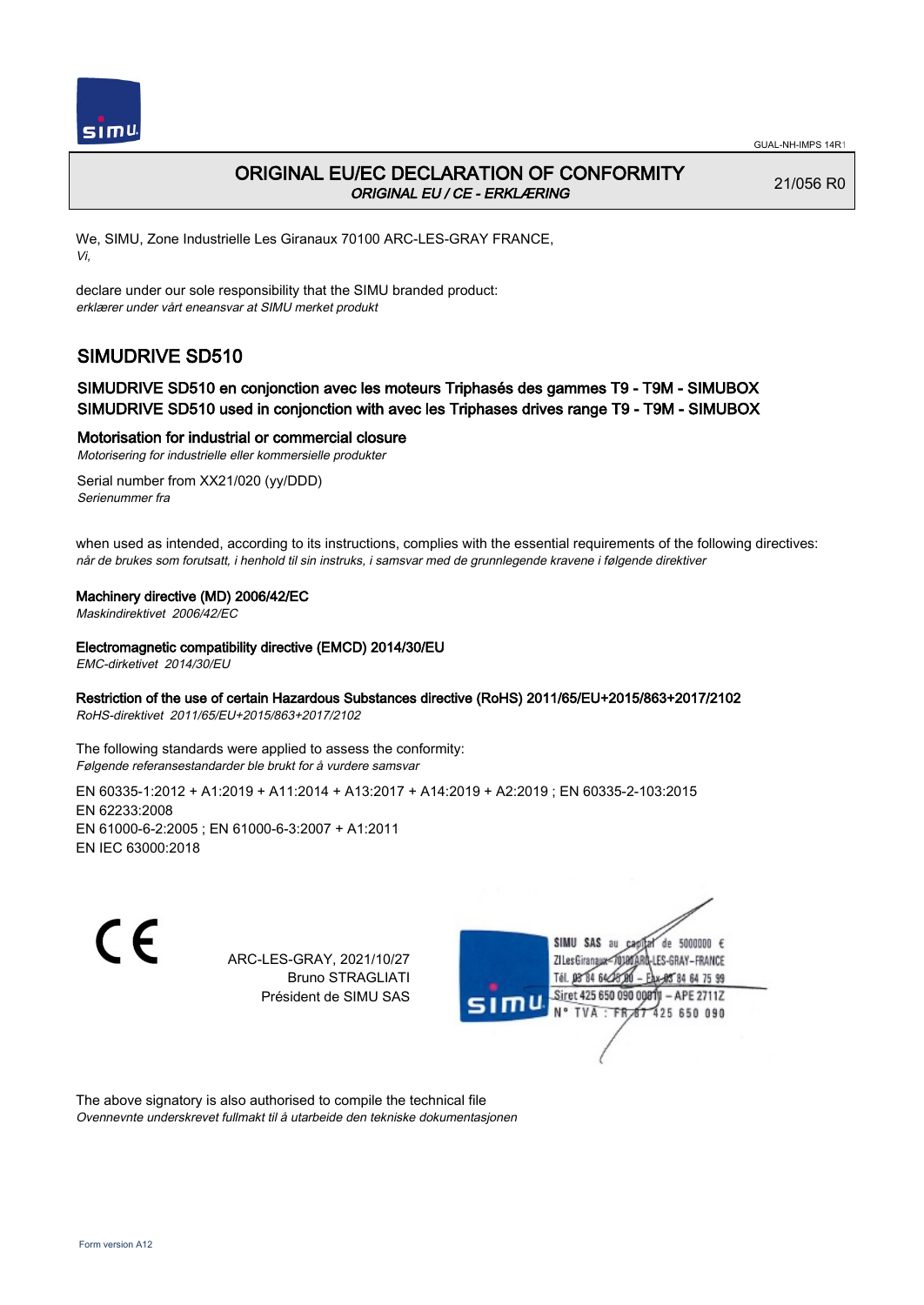# ORIGINAL EU/EC DECLARATION OF CONFORMITY

*ORIGINAL EU / CE - ERKLÆRING*

21/056 R0

We, SIMU, Zone Industrielle Les Giranaux 70100 ARC-LES-GRAY FRANCE,
*Vi,*

declare under our sole responsibility that the SIMU branded product:
*erklærer under vårt eneansvar at SIMU merket produkt*

## SIMUDRIVE SD510

### SIMUDRIVE SD510 en conjonction avec les moteurs Triphasés des gammes T9 - T9M - SIMUBOX
### SIMUDRIVE SD510 used in conjonction with avec les Triphases drives range T9 - T9M - SIMUBOX

**Motorisation for industrial or commercial closure**
*Motorisering for industrielle eller kommersielle produkter*

Serial number from XX21/020 (yy/DDD)
*Serienummer fra*

when used as intended, according to its instructions, complies with the essential requirements of the following directives:
*når de brukes som forutsatt, i henhold til sin instruks, i samsvar med de grunnlegende kravene i følgende direktiver*

**Machinery directive (MD) 2006/42/EC**
*Maskindirektivet 2006/42/EC*

**Electromagnetic compatibility directive (EMCD) 2014/30/EU**
*EMC-dirketivet 2014/30/EU*

**Restriction of the use of certain Hazardous Substances directive (RoHS) 2011/65/EU+2015/863+2017/2102**
*RoHS-direktivet 2011/65/EU+2015/863+2017/2102*

The following standards were applied to assess the conformity:
*Følgende referansestandarder ble brukt for å vurdere samsvar*

EN 60335-1:2012 + A1:2019 + A11:2014 + A13:2017 + A14:2019 + A2:2019 ; EN 60335-2-103:2015
EN 62233:2008
EN 61000-6-2:2005 ; EN 61000-6-3:2007 + A1:2011
EN IEC 63000:2018

CE

ARC-LES-GRAY, 2021/10/27
Bruno STRAGLIATI
Président de SIMU SAS

SIMU SAS au capital de 5000000 €
ZI Les Giranaux 70100 ARC-LES-GRAY-FRANCE
Tél. 03 84 64 75 00 – Fax 03 84 64 75 99
Siret 425 650 090 00811 – APE 2711Z
N° TVA : FR 87 425 650 090

The above signatory is also authorised to compile the technical file
*Ovennevnte underskrevet fullmakt til å utarbeide den tekniske dokumentasjonen*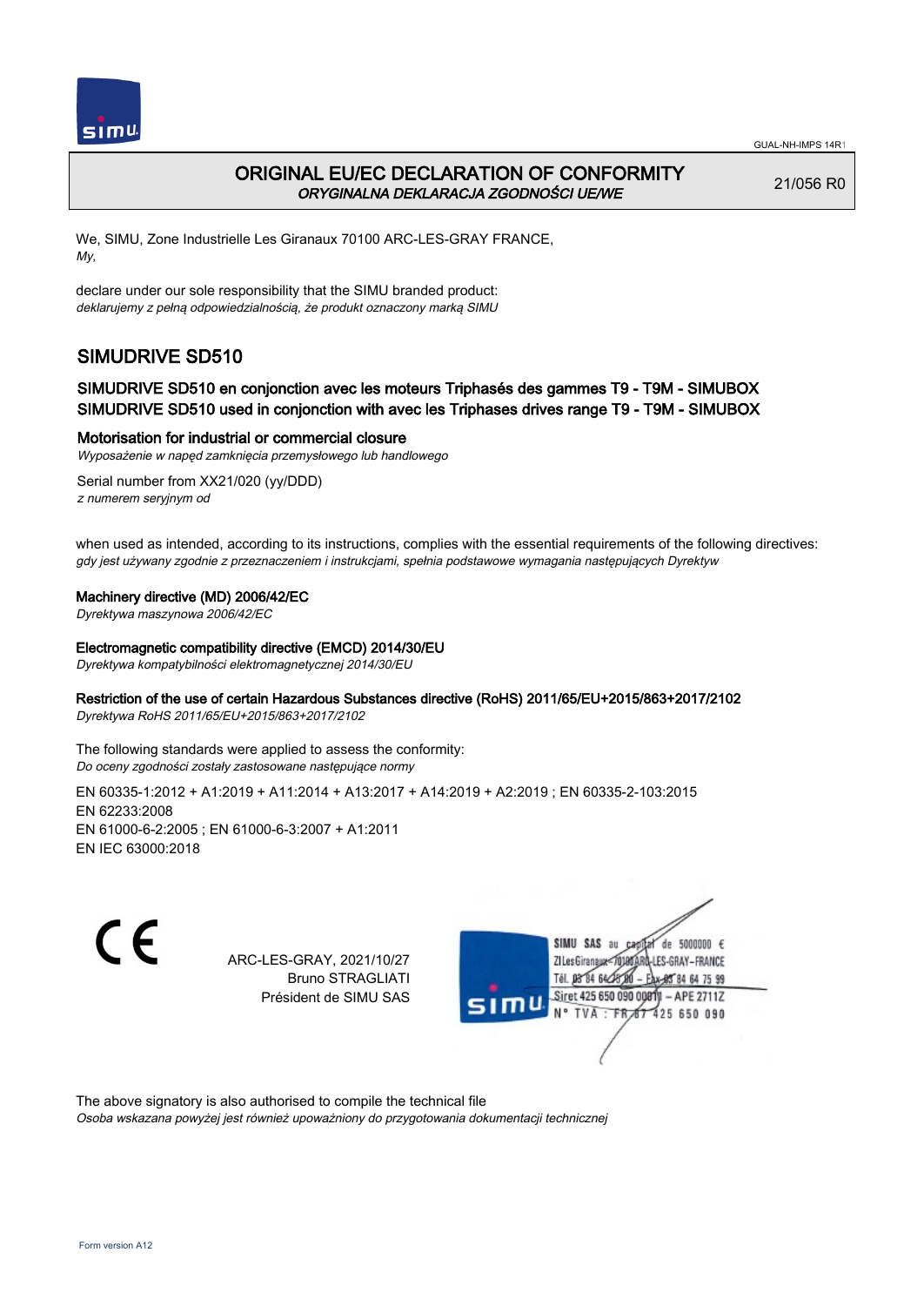# ORIGINAL EU/EC DECLARATION OF CONFORMITY

*ORYGINALNA DEKLARACJA ZGODNOŚCI UE/WE*

21/056 R0

We, SIMU, Zone Industrielle Les Giranaux 70100 ARC-LES-GRAY FRANCE,
*My,*

declare under our sole responsibility that the SIMU branded product:
*deklarujemy z pełną odpowiedzialnością, że produkt oznaczony marką SIMU*

## SIMUDRIVE SD510

### SIMUDRIVE SD510 en conjonction avec les moteurs Triphasés des gammes T9 - T9M - SIMUBOX
### SIMUDRIVE SD510 used in conjonction with avec les Triphases drives range T9 - T9M - SIMUBOX

**Motorisation for industrial or commercial closure**
*Wyposażenie w napęd zamknięcia przemysłowego lub handlowego*

Serial number from XX21/020 (yy/DDD)
*z numerem seryjnym od*

when used as intended, according to its instructions, complies with the essential requirements of the following directives:
*gdy jest używany zgodnie z przeznaczeniem i instrukcjami, spełnia podstawowe wymagania następujących Dyrektyw*

**Machinery directive (MD) 2006/42/EC**
*Dyrektywa maszynowa 2006/42/EC*

**Electromagnetic compatibility directive (EMCD) 2014/30/EU**
*Dyrektywa kompatybilności elektromagnetycznej 2014/30/EU*

**Restriction of the use of certain Hazardous Substances directive (RoHS) 2011/65/EU+2015/863+2017/2102**
*Dyrektywa RoHS 2011/65/EU+2015/863+2017/2102*

The following standards were applied to assess the conformity:
*Do oceny zgodności zostały zastosowane następujące normy*

EN 60335-1:2012 + A1:2019 + A11:2014 + A13:2017 + A14:2019 + A2:2019 ; EN 60335-2-103:2015
EN 62233:2008
EN 61000-6-2:2005 ; EN 61000-6-3:2007 + A1:2011
EN IEC 63000:2018

CE

ARC-LES-GRAY, 2021/10/27
Bruno STRAGLIATI
Président de SIMU SAS

SIMU SAS au capital de 5000000 €
ZI Les Giranaux 70100 ARC-LES-GRAY-FRANCE
Tél. 03 84 64 75 00 – Fax 03 84 64 75 99
Siret 425 650 090 00011 – APE 2711Z
N° TVA : FR 87 425 650 090

The above signatory is also authorised to compile the technical file
*Osoba wskazana powyżej jest również upoważniony do przygotowania dokumentacji technicznej*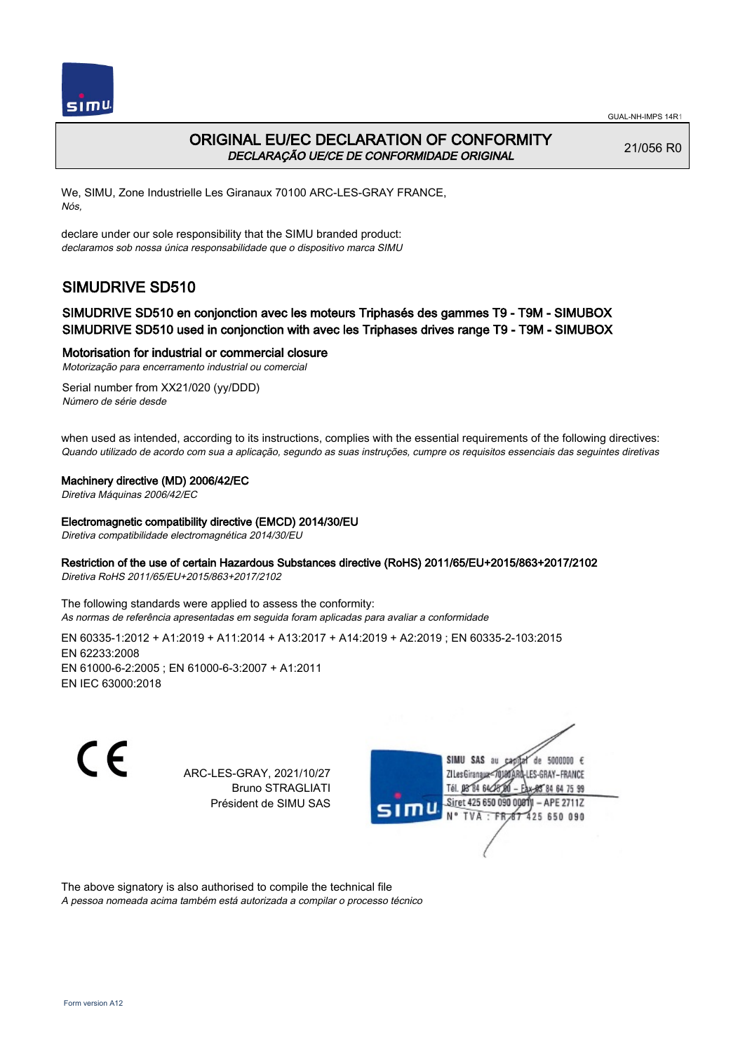# ORIGINAL EU/EC DECLARATION OF CONFORMITY
*DECLARAÇÃO UE/CE DE CONFORMIDADE ORIGINAL*

21/056 R0

We, SIMU, Zone Industrielle Les Giranaux 70100 ARC-LES-GRAY FRANCE,
*Nós,*

declare under our sole responsibility that the SIMU branded product:
*declaramos sob nossa única responsabilidade que o dispositivo marca SIMU*

## SIMUDRIVE SD510

### SIMUDRIVE SD510 en conjonction avec les moteurs Triphasés des gammes T9 - T9M - SIMUBOX
### SIMUDRIVE SD510 used in conjonction with avec les Triphases drives range T9 - T9M - SIMUBOX

### Motorisation for industrial or commercial closure
*Motorização para encerramento industrial ou comercial*

Serial number from XX21/020 (yy/DDD)
*Número de série desde*

when used as intended, according to its instructions, complies with the essential requirements of the following directives:
*Quando utilizado de acordo com sua a aplicação, segundo as suas instruções, cumpre os requisitos essenciais das seguintes diretivas*

**Machinery directive (MD) 2006/42/EC**
*Diretiva Máquinas 2006/42/EC*

**Electromagnetic compatibility directive (EMCD) 2014/30/EU**
*Diretiva compatibilidade electromagnética 2014/30/EU*

**Restriction of the use of certain Hazardous Substances directive (RoHS) 2011/65/EU+2015/863+2017/2102**
*Diretiva RoHS 2011/65/EU+2015/863+2017/2102*

The following standards were applied to assess the conformity:
*As normas de referência apresentadas em seguida foram aplicadas para avaliar a conformidade*

EN 60335-1:2012 + A1:2019 + A11:2014 + A13:2017 + A14:2019 + A2:2019 ; EN 60335-2-103:2015
EN 62233:2008
EN 61000-6-2:2005 ; EN 61000-6-3:2007 + A1:2011
EN IEC 63000:2018

CE

ARC-LES-GRAY, 2021/10/27
Bruno STRAGLIATI
Président de SIMU SAS

SIMU SAS au capital de 5000000 €
ZI Les Giranaux 70100 ARC-LES-GRAY-FRANCE
Tél. 03 84 64 75 00 – Fax 03 84 64 75 99
Siret 425 650 090 00011 – APE 2711Z
N° TVA : FR 87 425 650 090

The above signatory is also authorised to compile the technical file
*A pessoa nomeada acima também está autorizada a compilar o processo técnico*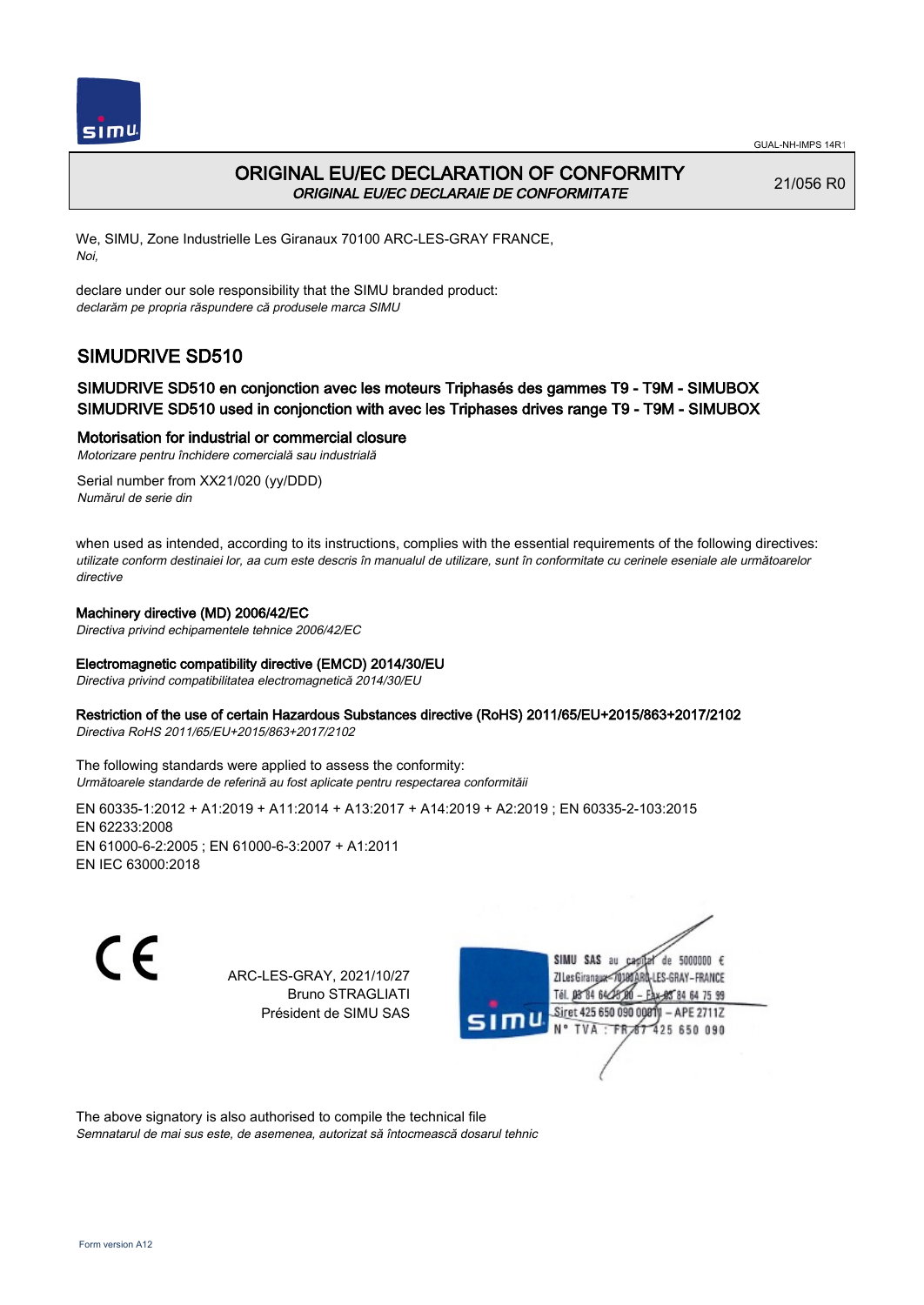# ORIGINAL EU/EC DECLARATION OF CONFORMITY

*ORIGINAL EU/EC DECLARAIE DE CONFORMITATE*

21/056 R0

We, SIMU, Zone Industrielle Les Giranaux 70100 ARC-LES-GRAY FRANCE,
*Noi,*

declare under our sole responsibility that the SIMU branded product:
*declarăm pe propria răspundere că produsele marca SIMU*

## SIMUDRIVE SD510

### SIMUDRIVE SD510 en conjonction avec les moteurs Triphasés des gammes T9 - T9M - SIMUBOX
### SIMUDRIVE SD510 used in conjonction with avec les Triphases drives range T9 - T9M - SIMUBOX

### Motorisation for industrial or commercial closure

*Motorizare pentru închidere comercială sau industrială*

Serial number from XX21/020 (yy/DDD)
*Numărul de serie din*

when used as intended, according to its instructions, complies with the essential requirements of the following directives:
*utilizate conform destinaiei lor, aa cum este descris în manualul de utilizare, sunt în conformitate cu cerinele eseniale ale următoarelor directive*

**Machinery directive (MD) 2006/42/EC**
*Directiva privind echipamentele tehnice 2006/42/EC*

**Electromagnetic compatibility directive (EMCD) 2014/30/EU**
*Directiva privind compatibilitatea electromagnetică 2014/30/EU*

**Restriction of the use of certain Hazardous Substances directive (RoHS) 2011/65/EU+2015/863+2017/2102**
*Directiva RoHS 2011/65/EU+2015/863+2017/2102*

The following standards were applied to assess the conformity:
*Următoarele standarde de referină au fost aplicate pentru respectarea conformităii*

EN 60335-1:2012 + A1:2019 + A11:2014 + A13:2017 + A14:2019 + A2:2019 ; EN 60335-2-103:2015
EN 62233:2008
EN 61000-6-2:2005 ; EN 61000-6-3:2007 + A1:2011
EN IEC 63000:2018

ARC-LES-GRAY, 2021/10/27
Bruno STRAGLIATI
Président de SIMU SAS

SIMU SAS au capital de 5000000 €
ZI Les Giranaux 70100 ARC-LES-GRAY-FRANCE
Tél. 03 84 64 75 00 – Fax 03 84 64 75 99
Siret 425 650 090 00011 – APE 2711Z
N° TVA : FR 67 425 650 090

The above signatory is also authorised to compile the technical file
*Semnatarul de mai sus este, de asemenea, autorizat să întocmească dosarul tehnic*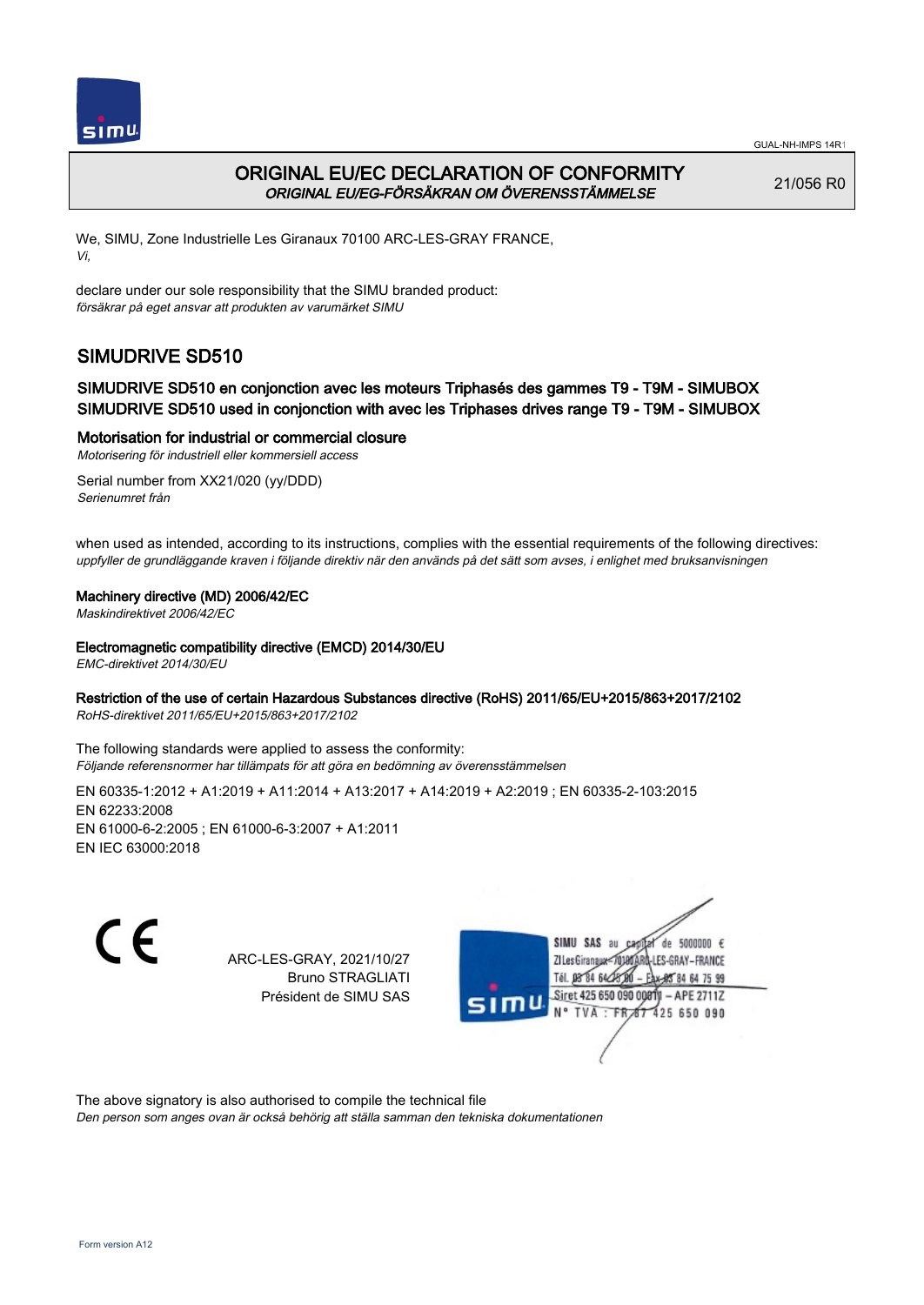# ORIGINAL EU/EC DECLARATION OF CONFORMITY

*ORIGINAL EU/EG-FÖRSÄKRAN OM ÖVERENSSTÄMMELSE*

21/056 R0

We, SIMU, Zone Industrielle Les Giranaux 70100 ARC-LES-GRAY FRANCE,
*Vi,*

declare under our sole responsibility that the SIMU branded product:
*försäkrar på eget ansvar att produkten av varumärket SIMU*

## SIMUDRIVE SD510

### SIMUDRIVE SD510 en conjonction avec les moteurs Triphasés des gammes T9 - T9M - SIMUBOX
### SIMUDRIVE SD510 used in conjonction with avec les Triphases drives range T9 - T9M - SIMUBOX

### Motorisation for industrial or commercial closure

*Motorisering för industriell eller kommersiell access*

Serial number from XX21/020 (yy/DDD)
*Serienumret från*

when used as intended, according to its instructions, complies with the essential requirements of the following directives:
*uppfyller de grundläggande kraven i följande direktiv när den används på det sätt som avses, i enlighet med bruksanvisningen*

**Machinery directive (MD) 2006/42/EC**
*Maskindirektivet 2006/42/EC*

**Electromagnetic compatibility directive (EMCD) 2014/30/EU**
*EMC-direktivet 2014/30/EU*

**Restriction of the use of certain Hazardous Substances directive (RoHS) 2011/65/EU+2015/863+2017/2102**
*RoHS-direktivet 2011/65/EU+2015/863+2017/2102*

The following standards were applied to assess the conformity:
*Följande referensnormer har tillämpats för att göra en bedömning av överensstämmelsen*

EN 60335-1:2012 + A1:2019 + A11:2014 + A13:2017 + A14:2019 + A2:2019 ; EN 60335-2-103:2015
EN 62233:2008
EN 61000-6-2:2005 ; EN 61000-6-3:2007 + A1:2011
EN IEC 63000:2018

CE

ARC-LES-GRAY, 2021/10/27
Bruno STRAGLIATI
Président de SIMU SAS

SIMU SAS au capital de 5000000 €
ZI Les Giranaux - 70100 ARC-LES-GRAY - FRANCE
Tél. 03 84 64 75 00 - Fax 03 84 64 75 99
Siret 425 650 090 00011 - APE 2711Z
N° TVA : FR 87 425 650 090

The above signatory is also authorised to compile the technical file
*Den person som anges ovan är också behörig att ställa samman den tekniska dokumentationen*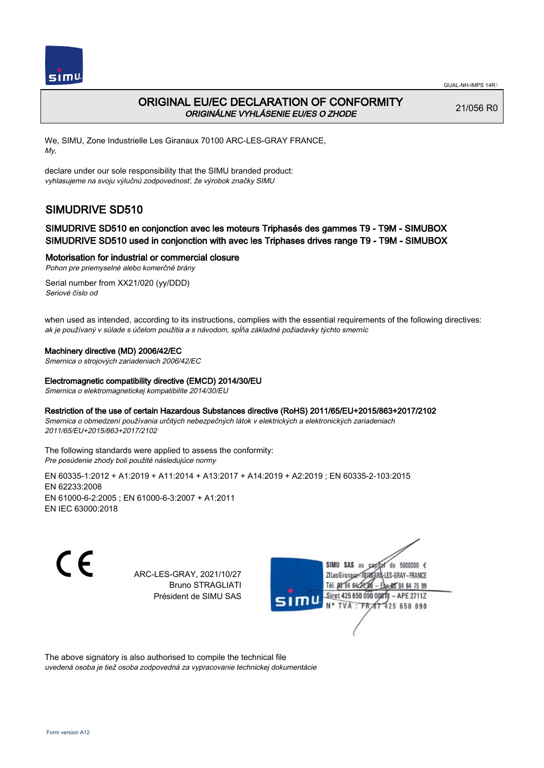GUAL-NH-IMPS 14R1

# ORIGINAL EU/EC DECLARATION OF CONFORMITY

*ORIGINÁLNE VYHLÁSENIE EU/ES O ZHODE*

21/056 R0

We, SIMU, Zone Industrielle Les Giranaux 70100 ARC-LES-GRAY FRANCE,
*My,*

declare under our sole responsibility that the SIMU branded product:
*vyhlasujeme na svoju výlučnú zodpovednosť, že výrobok značky SIMU*

## SIMUDRIVE SD510

### SIMUDRIVE SD510 en conjonction avec les moteurs Triphasés des gammes T9 - T9M - SIMUBOX
### SIMUDRIVE SD510 used in conjonction with avec les Triphases drives range T9 - T9M - SIMUBOX

### Motorisation for industrial or commercial closure

*Pohon pre priemyselné alebo komerčné brány*

Serial number from XX21/020 (yy/DDD)
*Seriové číslo od*

when used as intended, according to its instructions, complies with the essential requirements of the following directives:
*ak je používaný v súlade s účelom použitia a s návodom, spĺňa základné požiadavky týchto smerníc*

**Machinery directive (MD) 2006/42/EC**
*Smernica o strojových zariadeniach 2006/42/EC*

**Electromagnetic compatibility directive (EMCD) 2014/30/EU**
*Smernica o elektromagnetickej kompatibilite 2014/30/EU*

**Restriction of the use of certain Hazardous Substances directive (RoHS) 2011/65/EU+2015/863+2017/2102**
*Smernica o obmedzení používania určitých nebezpečných látok v elektrických a elektronických zariadeniach 2011/65/EU+2015/863+2017/2102*

The following standards were applied to assess the conformity:
*Pre posúdenie zhody boli použité následujúce normy*

EN 60335-1:2012 + A1:2019 + A11:2014 + A13:2017 + A14:2019 + A2:2019 ; EN 60335-2-103:2015
EN 62233:2008
EN 61000-6-2:2005 ; EN 61000-6-3:2007 + A1:2011
EN IEC 63000:2018

CE

ARC-LES-GRAY, 2021/10/27
Bruno STRAGLIATI
Président de SIMU SAS

SIMU SAS au capital de 5000000 €
ZI Les Giranaux 70100 ARC-LES-GRAY-FRANCE
Tél. 03 84 64 75 00 – Fax 03 84 64 75 99
Siret 425 650 090 00011 – APE 2711Z
N° TVA : FR 67 425 650 090

The above signatory is also authorised to compile the technical file
*uvedená osoba je tiež osoba zodpovedná za vypracovanie technickej dokumentácie*

Form version A12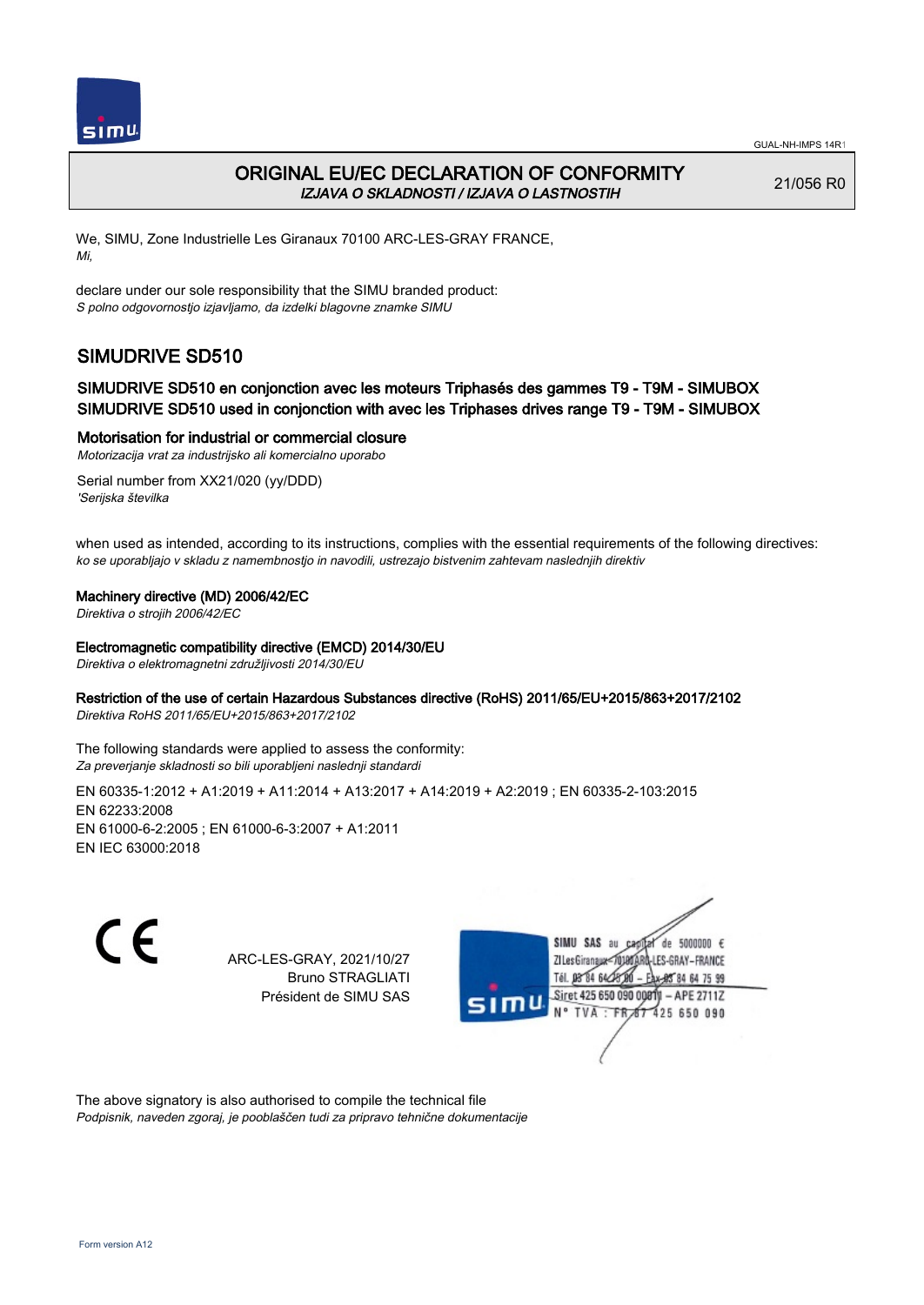GUAL-NH-IMPS 14R1

# ORIGINAL EU/EC DECLARATION OF CONFORMITY

*IZJAVA O SKLADNOSTI / IZJAVA O LASTNOSTIH*

21/056 R0

We, SIMU, Zone Industrielle Les Giranaux 70100 ARC-LES-GRAY FRANCE,
*Mi,*

declare under our sole responsibility that the SIMU branded product:
*S polno odgovornostjo izjavljamo, da izdelki blagovne znamke SIMU*

## SIMUDRIVE SD510

### SIMUDRIVE SD510 en conjonction avec les moteurs Triphasés des gammes T9 - T9M - SIMUBOX
### SIMUDRIVE SD510 used in conjonction with avec les Triphases drives range T9 - T9M - SIMUBOX

### Motorisation for industrial or commercial closure
*Motorizacija vrat za industrijsko ali komercialno uporabo*

Serial number from XX21/020 (yy/DDD)
*'Serijska številka*

when used as intended, according to its instructions, complies with the essential requirements of the following directives:
*ko se uporabljajo v skladu z namembnostjo in navodili, ustrezajo bistvenim zahtevam naslednjih direktiv*

**Machinery directive (MD) 2006/42/EC**
*Direktiva o strojih 2006/42/EC*

**Electromagnetic compatibility directive (EMCD) 2014/30/EU**
*Direktiva o elektromagnetni združljivosti 2014/30/EU*

**Restriction of the use of certain Hazardous Substances directive (RoHS) 2011/65/EU+2015/863+2017/2102**
*Direktiva RoHS 2011/65/EU+2015/863+2017/2102*

The following standards were applied to assess the conformity:
*Za preverjanje skladnosti so bili uporabljeni naslednji standardi*

EN 60335-1:2012 + A1:2019 + A11:2014 + A13:2017 + A14:2019 + A2:2019 ; EN 60335-2-103:2015
EN 62233:2008
EN 61000-6-2:2005 ; EN 61000-6-3:2007 + A1:2011
EN IEC 63000:2018

CE

ARC-LES-GRAY, 2021/10/27
Bruno STRAGLIATI
Président de SIMU SAS

SIMU SAS au capital de 5000000 €
ZI Les Giranaux 70100 ARC-LES-GRAY-FRANCE
Tél. 03 84 64 75 00 – Fax 03 84 64 75 99
Siret 425 650 090 00011 – APE 2711Z
N° TVA : FR 87 425 650 090

The above signatory is also authorised to compile the technical file
*Podpisnik, naveden zgoraj, je pooblaščen tudi za pripravo tehnične dokumentacije*

Form version A12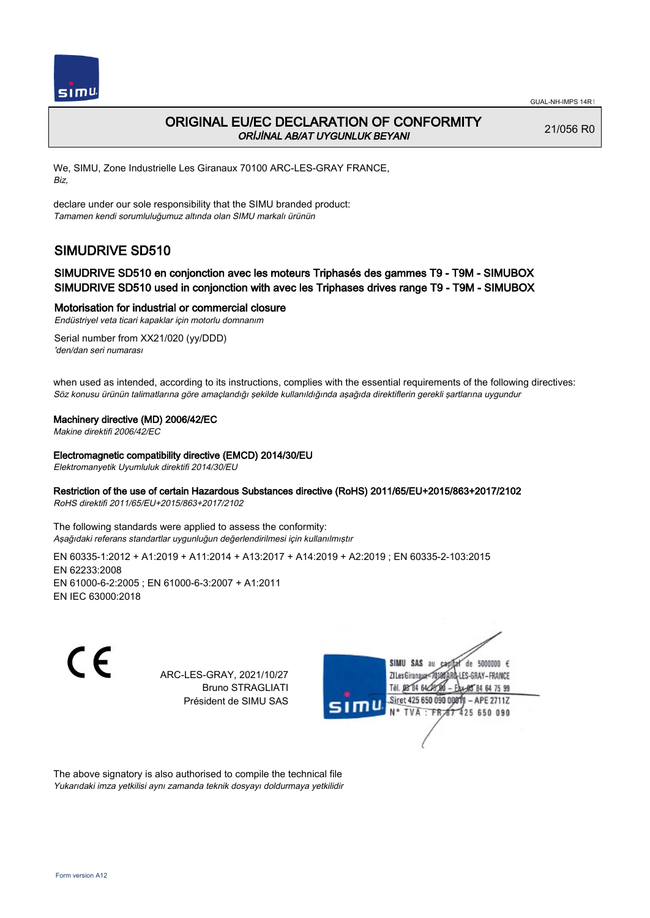GUAL-NH-IMPS 14R1

# ORIGINAL EU/EC DECLARATION OF CONFORMITY

*ORİJİNAL AB/AT UYGUNLUK BEYANI*

21/056 R0

We, SIMU, Zone Industrielle Les Giranaux 70100 ARC-LES-GRAY FRANCE,
*Biz,*

declare under our sole responsibility that the SIMU branded product:
*Tamamen kendi sorumluluğumuz altında olan SIMU markalı ürünün*

## SIMUDRIVE SD510

### SIMUDRIVE SD510 en conjonction avec les moteurs Triphasés des gammes T9 - T9M - SIMUBOX
### SIMUDRIVE SD510 used in conjonction with avec les Triphases drives range T9 - T9M - SIMUBOX

**Motorisation for industrial or commercial closure**
*Endüstriyel veta ticari kapaklar için motorlu domnanım*

Serial number from XX21/020 (yy/DDD)
*'den/dan seri numarası*

when used as intended, according to its instructions, complies with the essential requirements of the following directives:
*Söz konusu ürünün talimatlarına göre amaçlandığı şekilde kullanıldığında aşağıda direktiflerin gerekli şartlarına uygundur*

**Machinery directive (MD) 2006/42/EC**
*Makine direktifi 2006/42/EC*

**Electromagnetic compatibility directive (EMCD) 2014/30/EU**
*Elektromanyetik Uyumluluk direktifi 2014/30/EU*

**Restriction of the use of certain Hazardous Substances directive (RoHS) 2011/65/EU+2015/863+2017/2102**
*RoHS direktifi 2011/65/EU+2015/863+2017/2102*

The following standards were applied to assess the conformity:
*Aşağıdaki referans standartlar uygunluğun değerlendirilmesi için kullanılmıştır*

EN 60335-1:2012 + A1:2019 + A11:2014 + A13:2017 + A14:2019 + A2:2019 ; EN 60335-2-103:2015
EN 62233:2008
EN 61000-6-2:2005 ; EN 61000-6-3:2007 + A1:2011
EN IEC 63000:2018

CE

ARC-LES-GRAY, 2021/10/27
Bruno STRAGLIATI
Président de SIMU SAS

SIMU SAS au capital de 5000000 €
ZI Les Giranaux 70100 ARC-LES-GRAY-FRANCE
Tél. 03 84 64 75 00 – Fax 03 84 64 75 99
Siret 425 650 090 00811 – APE 2711Z
N° TVA : FR 87 425 650 090

The above signatory is also authorised to compile the technical file
*Yukarıdaki imza yetkilisi aynı zamanda teknik dosyayı doldurmaya yetkilidir*

Form version A12